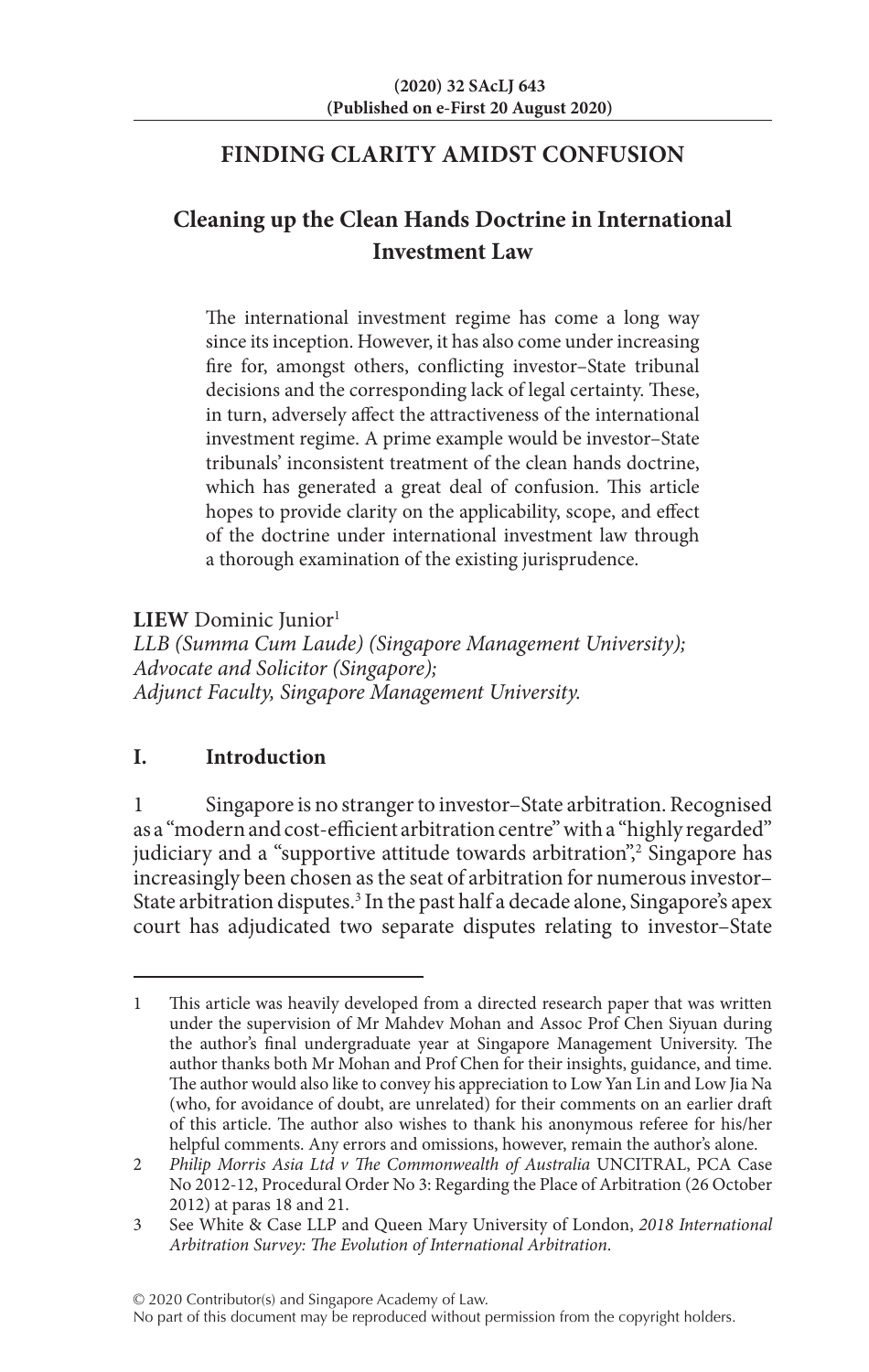# FINDING CLARITY AMIDST CONFUSION

## Cleaning up the Clean Hands Doctrine in International Investment Law

The international investment regime has come a long way since its inception. However, it has also come under increasing fire for, amongst others, conflicting investor–State tribunal decisions and the corresponding lack of legal certainty. These, in turn, adversely affect the attractiveness of the international investment regime. A prime example would be investor–State tribunals' inconsistent treatment of the clean hands doctrine, which has generated a great deal of confusion. This article hopes to provide clarity on the applicability, scope, and effect of the doctrine under international investment law through a thorough examination of the existing jurisprudence.

**LIEW** Dominic Junior[1]
*LLB (Summa Cum Laude) (Singapore Management University);*
*Advocate and Solicitor (Singapore);*
*Adjunct Faculty, Singapore Management University.*

## I. Introduction

1 Singapore is no stranger to investor–State arbitration. Recognised as a "modern and cost-efficient arbitration centre" with a "highly regarded" judiciary and a "supportive attitude towards arbitration",[2] Singapore has increasingly been chosen as the seat of arbitration for numerous investor–State arbitration disputes.[3] In the past half a decade alone, Singapore's apex court has adjudicated two separate disputes relating to investor–State

---

1 This article was heavily developed from a directed research paper that was written under the supervision of Mr Mahdev Mohan and Assoc Prof Chen Siyuan during the author's final undergraduate year at Singapore Management University. The author thanks both Mr Mohan and Prof Chen for their insights, guidance, and time. The author would also like to convey his appreciation to Low Yan Lin and Low Jia Na (who, for avoidance of doubt, are unrelated) for their comments on an earlier draft of this article. The author also wishes to thank his anonymous referee for his/her helpful comments. Any errors and omissions, however, remain the author's alone.

2 *Philip Morris Asia Ltd v The Commonwealth of Australia* UNCITRAL, PCA Case No 2012-12, Procedural Order No 3: Regarding the Place of Arbitration (26 October 2012) at paras 18 and 21.

3 See White & Case LLP and Queen Mary University of London, *2018 International Arbitration Survey: The Evolution of International Arbitration*.

© 2020 Contributor(s) and Singapore Academy of Law.
No part of this document may be reproduced without permission from the copyright holders.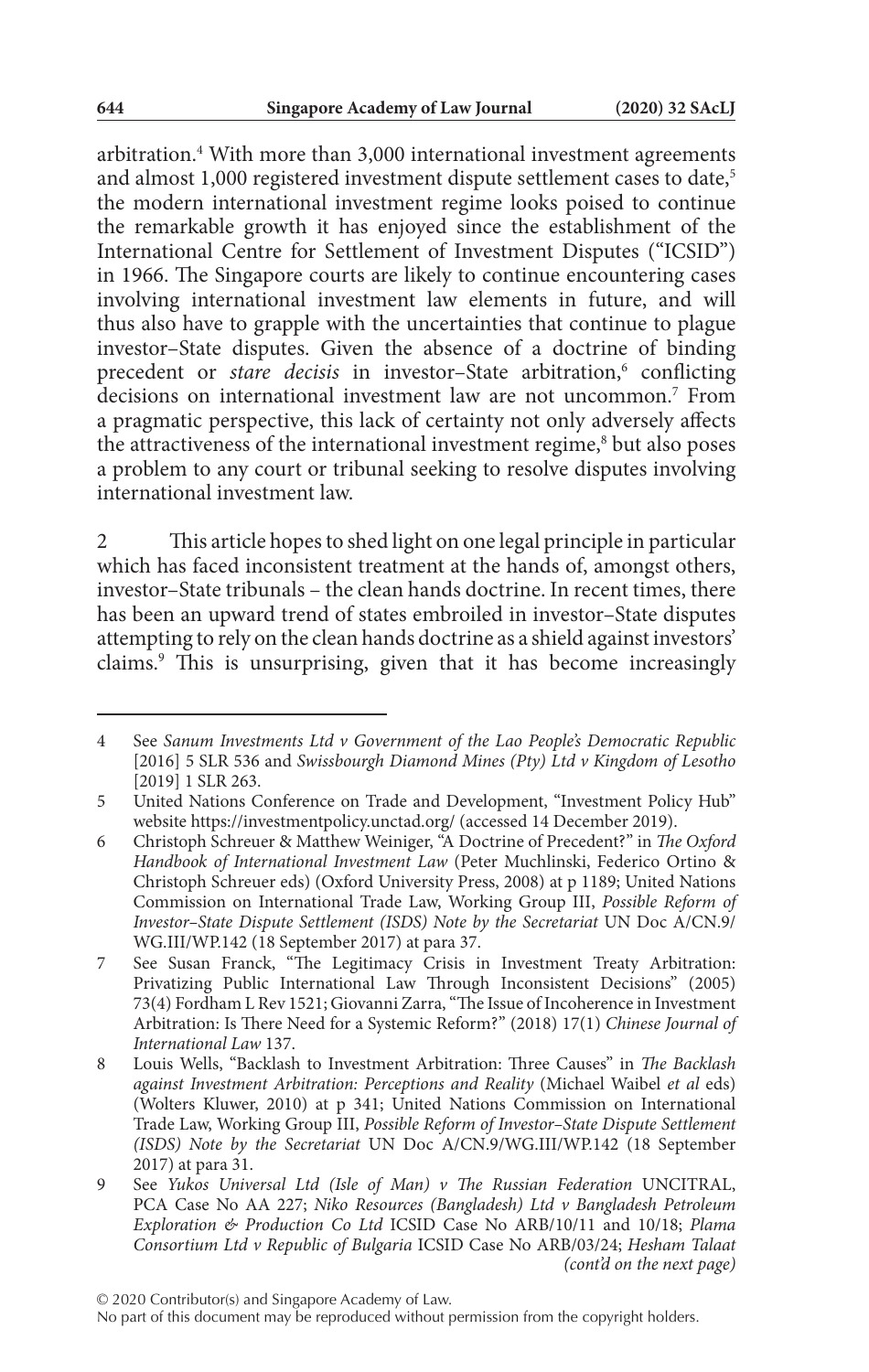arbitration.[4] With more than 3,000 international investment agreements and almost 1,000 registered investment dispute settlement cases to date,[5] the modern international investment regime looks poised to continue the remarkable growth it has enjoyed since the establishment of the International Centre for Settlement of Investment Disputes ("ICSID") in 1966. The Singapore courts are likely to continue encountering cases involving international investment law elements in future, and will thus also have to grapple with the uncertainties that continue to plague investor–State disputes. Given the absence of a doctrine of binding precedent or *stare decisis* in investor–State arbitration,[6] conflicting decisions on international investment law are not uncommon.[7] From a pragmatic perspective, this lack of certainty not only adversely affects the attractiveness of the international investment regime,[8] but also poses a problem to any court or tribunal seeking to resolve disputes involving international investment law.

2 This article hopes to shed light on one legal principle in particular which has faced inconsistent treatment at the hands of, amongst others, investor–State tribunals – the clean hands doctrine. In recent times, there has been an upward trend of states embroiled in investor–State disputes attempting to rely on the clean hands doctrine as a shield against investors' claims.[9] This is unsurprising, given that it has become increasingly

---

4 See *Sanum Investments Ltd v Government of the Lao People's Democratic Republic* [2016] 5 SLR 536 and *Swissbourgh Diamond Mines (Pty) Ltd v Kingdom of Lesotho* [2019] 1 SLR 263.

5 United Nations Conference on Trade and Development, "Investment Policy Hub" website https://investmentpolicy.unctad.org/ (accessed 14 December 2019).

6 Christoph Schreuer & Matthew Weiniger, "A Doctrine of Precedent?" in *The Oxford Handbook of International Investment Law* (Peter Muchlinski, Federico Ortino & Christoph Schreuer eds) (Oxford University Press, 2008) at p 1189; United Nations Commission on International Trade Law, Working Group III, *Possible Reform of Investor–State Dispute Settlement (ISDS) Note by the Secretariat* UN Doc A/CN.9/WG.III/WP.142 (18 September 2017) at para 37.

7 See Susan Franck, "The Legitimacy Crisis in Investment Treaty Arbitration: Privatizing Public International Law Through Inconsistent Decisions" (2005) 73(4) Fordham L Rev 1521; Giovanni Zarra, "The Issue of Incoherence in Investment Arbitration: Is There Need for a Systemic Reform?" (2018) 17(1) *Chinese Journal of International Law* 137.

8 Louis Wells, "Backlash to Investment Arbitration: Three Causes" in *The Backlash against Investment Arbitration: Perceptions and Reality* (Michael Waibel *et al* eds) (Wolters Kluwer, 2010) at p 341; United Nations Commission on International Trade Law, Working Group III, *Possible Reform of Investor–State Dispute Settlement (ISDS) Note by the Secretariat* UN Doc A/CN.9/WG.III/WP.142 (18 September 2017) at para 31.

9 See *Yukos Universal Ltd (Isle of Man) v The Russian Federation* UNCITRAL, PCA Case No AA 227; *Niko Resources (Bangladesh) Ltd v Bangladesh Petroleum Exploration & Production Co Ltd* ICSID Case No ARB/10/11 and 10/18; *Plama Consortium Ltd v Republic of Bulgaria* ICSID Case No ARB/03/24; *Hesham Talaat* *(cont'd on the next page)*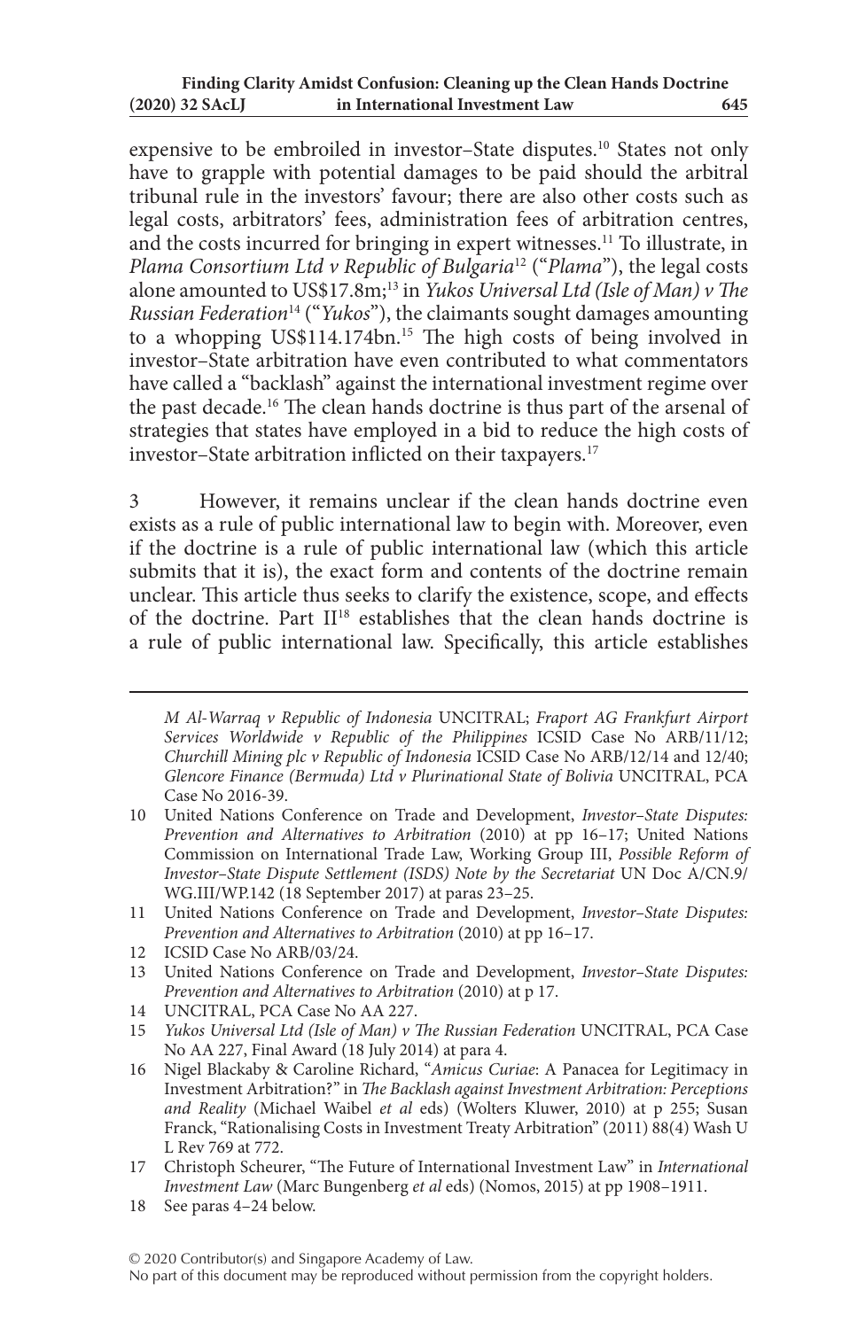expensive to be embroiled in investor–State disputes.[10] States not only have to grapple with potential damages to be paid should the arbitral tribunal rule in the investors' favour; there are also other costs such as legal costs, arbitrators' fees, administration fees of arbitration centres, and the costs incurred for bringing in expert witnesses.[11] To illustrate, in *Plama Consortium Ltd v Republic of Bulgaria*[12] ("*Plama*"), the legal costs alone amounted to US$17.8m;[13] in *Yukos Universal Ltd (Isle of Man) v The Russian Federation*[14] ("*Yukos*"), the claimants sought damages amounting to a whopping US$114.174bn.[15] The high costs of being involved in investor–State arbitration have even contributed to what commentators have called a "backlash" against the international investment regime over the past decade.[16] The clean hands doctrine is thus part of the arsenal of strategies that states have employed in a bid to reduce the high costs of investor–State arbitration inflicted on their taxpayers.[17]

3 However, it remains unclear if the clean hands doctrine even exists as a rule of public international law to begin with. Moreover, even if the doctrine is a rule of public international law (which this article submits that it is), the exact form and contents of the doctrine remain unclear. This article thus seeks to clarify the existence, scope, and effects of the doctrine. Part II[18] establishes that the clean hands doctrine is a rule of public international law. Specifically, this article establishes

---

*M Al-Warraq v Republic of Indonesia* UNCITRAL; *Fraport AG Frankfurt Airport Services Worldwide v Republic of the Philippines* ICSID Case No ARB/11/12; *Churchill Mining plc v Republic of Indonesia* ICSID Case No ARB/12/14 and 12/40; *Glencore Finance (Bermuda) Ltd v Plurinational State of Bolivia* UNCITRAL, PCA Case No 2016-39.

10 United Nations Conference on Trade and Development, *Investor–State Disputes: Prevention and Alternatives to Arbitration* (2010) at pp 16–17; United Nations Commission on International Trade Law, Working Group III, *Possible Reform of Investor–State Dispute Settlement (ISDS) Note by the Secretariat* UN Doc A/CN.9/WG.III/WP.142 (18 September 2017) at paras 23–25.

11 United Nations Conference on Trade and Development, *Investor–State Disputes: Prevention and Alternatives to Arbitration* (2010) at pp 16–17.

12 ICSID Case No ARB/03/24.

13 United Nations Conference on Trade and Development, *Investor–State Disputes: Prevention and Alternatives to Arbitration* (2010) at p 17.

14 UNCITRAL, PCA Case No AA 227.

15 *Yukos Universal Ltd (Isle of Man) v The Russian Federation* UNCITRAL, PCA Case No AA 227, Final Award (18 July 2014) at para 4.

16 Nigel Blackaby & Caroline Richard, "*Amicus Curiae*: A Panacea for Legitimacy in Investment Arbitration?" in *The Backlash against Investment Arbitration: Perceptions and Reality* (Michael Waibel *et al* eds) (Wolters Kluwer, 2010) at p 255; Susan Franck, "Rationalising Costs in Investment Treaty Arbitration" (2011) 88(4) Wash U L Rev 769 at 772.

17 Christoph Scheurer, "The Future of International Investment Law" in *International Investment Law* (Marc Bungenberg *et al* eds) (Nomos, 2015) at pp 1908–1911.

18 See paras 4–24 below.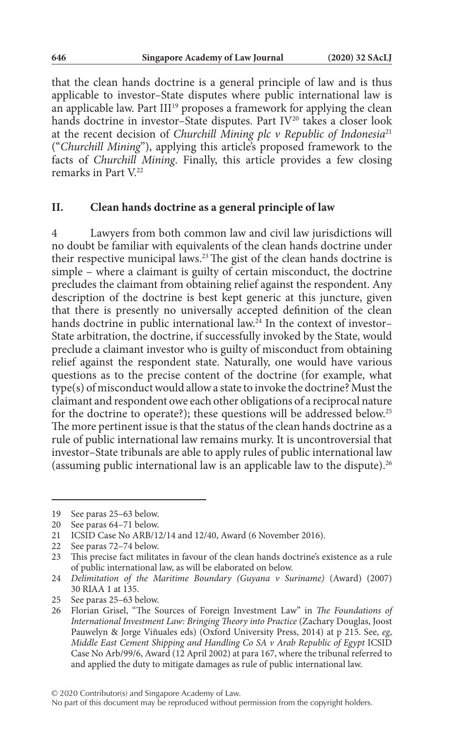that the clean hands doctrine is a general principle of law and is thus applicable to investor–State disputes where public international law is an applicable law. Part III[19] proposes a framework for applying the clean hands doctrine in investor–State disputes. Part IV[20] takes a closer look at the recent decision of *Churchill Mining plc v Republic of Indonesia*[21] ("*Churchill Mining*"), applying this article's proposed framework to the facts of *Churchill Mining*. Finally, this article provides a few closing remarks in Part V.[22]

## II. Clean hands doctrine as a general principle of law

4 Lawyers from both common law and civil law jurisdictions will no doubt be familiar with equivalents of the clean hands doctrine under their respective municipal laws.[23] The gist of the clean hands doctrine is simple – where a claimant is guilty of certain misconduct, the doctrine precludes the claimant from obtaining relief against the respondent. Any description of the doctrine is best kept generic at this juncture, given that there is presently no universally accepted definition of the clean hands doctrine in public international law.[24] In the context of investor–State arbitration, the doctrine, if successfully invoked by the State, would preclude a claimant investor who is guilty of misconduct from obtaining relief against the respondent state. Naturally, one would have various questions as to the precise content of the doctrine (for example, what type(s) of misconduct would allow a state to invoke the doctrine? Must the claimant and respondent owe each other obligations of a reciprocal nature for the doctrine to operate?); these questions will be addressed below.[25] The more pertinent issue is that the status of the clean hands doctrine as a rule of public international law remains murky. It is uncontroversial that investor–State tribunals are able to apply rules of public international law (assuming public international law is an applicable law to the dispute).[26]

---

19 See paras 25–63 below.

20 See paras 64–71 below.

21 ICSID Case No ARB/12/14 and 12/40, Award (6 November 2016).

22 See paras 72–74 below.

23 This precise fact militates in favour of the clean hands doctrine's existence as a rule of public international law, as will be elaborated on below.

24 *Delimitation of the Maritime Boundary (Guyana v Suriname)* (Award) (2007) 30 RIAA 1 at 135.

25 See paras 25–63 below.

26 Florian Grisel, "The Sources of Foreign Investment Law" in *The Foundations of International Investment Law: Bringing Theory into Practice* (Zachary Douglas, Joost Pauwelyn & Jorge Viñuales eds) (Oxford University Press, 2014) at p 215. See, *eg*, *Middle East Cement Shipping and Handling Co SA v Arab Republic of Egypt* ICSID Case No Arb/99/6, Award (12 April 2002) at para 167, where the tribunal referred to and applied the duty to mitigate damages as rule of public international law.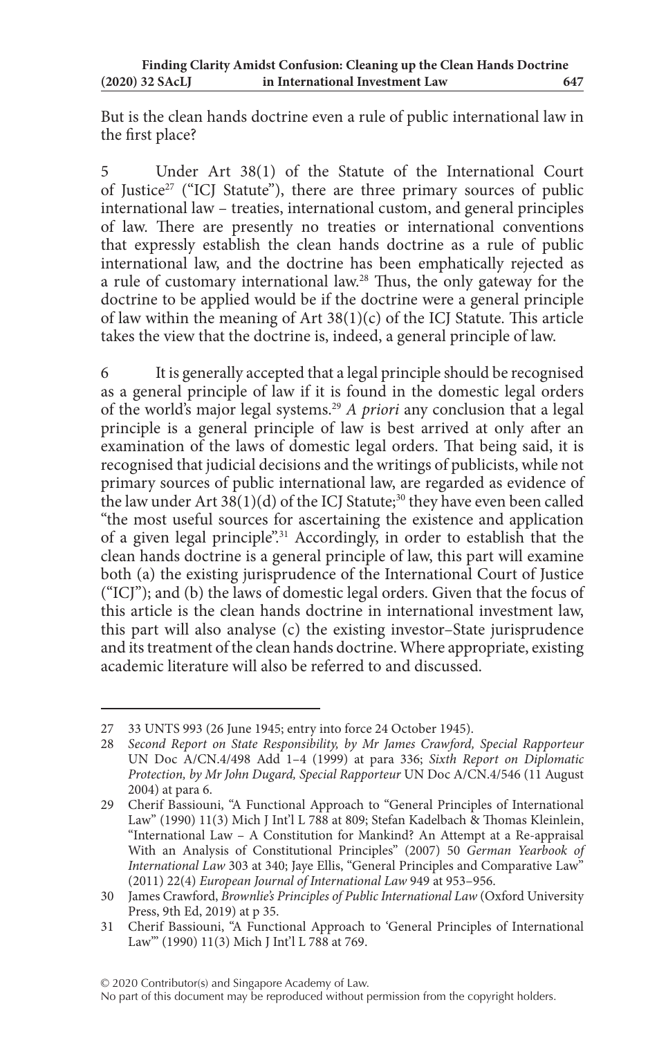But is the clean hands doctrine even a rule of public international law in the first place?

5 Under Art 38(1) of the Statute of the International Court of Justice[27] ("ICJ Statute"), there are three primary sources of public international law – treaties, international custom, and general principles of law. There are presently no treaties or international conventions that expressly establish the clean hands doctrine as a rule of public international law, and the doctrine has been emphatically rejected as a rule of customary international law.[28] Thus, the only gateway for the doctrine to be applied would be if the doctrine were a general principle of law within the meaning of Art 38(1)(c) of the ICJ Statute. This article takes the view that the doctrine is, indeed, a general principle of law.

6 It is generally accepted that a legal principle should be recognised as a general principle of law if it is found in the domestic legal orders of the world's major legal systems.[29] *A priori* any conclusion that a legal principle is a general principle of law is best arrived at only after an examination of the laws of domestic legal orders. That being said, it is recognised that judicial decisions and the writings of publicists, while not primary sources of public international law, are regarded as evidence of the law under Art 38(1)(d) of the ICJ Statute;[30] they have even been called "the most useful sources for ascertaining the existence and application of a given legal principle".[31] Accordingly, in order to establish that the clean hands doctrine is a general principle of law, this part will examine both (a) the existing jurisprudence of the International Court of Justice ("ICJ"); and (b) the laws of domestic legal orders. Given that the focus of this article is the clean hands doctrine in international investment law, this part will also analyse (c) the existing investor–State jurisprudence and its treatment of the clean hands doctrine. Where appropriate, existing academic literature will also be referred to and discussed.

---

27 33 UNTS 993 (26 June 1945; entry into force 24 October 1945).

28 *Second Report on State Responsibility, by Mr James Crawford, Special Rapporteur* UN Doc A/CN.4/498 Add 1–4 (1999) at para 336; *Sixth Report on Diplomatic Protection, by Mr John Dugard, Special Rapporteur* UN Doc A/CN.4/546 (11 August 2004) at para 6.

29 Cherif Bassiouni, "A Functional Approach to "General Principles of International Law" (1990) 11(3) Mich J Int'l L 788 at 809; Stefan Kadelbach & Thomas Kleinlein, "International Law – A Constitution for Mankind? An Attempt at a Re-appraisal With an Analysis of Constitutional Principles" (2007) 50 *German Yearbook of International Law* 303 at 340; Jaye Ellis, "General Principles and Comparative Law" (2011) 22(4) *European Journal of International Law* 949 at 953–956.

30 James Crawford, *Brownlie's Principles of Public International Law* (Oxford University Press, 9th Ed, 2019) at p 35.

31 Cherif Bassiouni, "A Functional Approach to 'General Principles of International Law'" (1990) 11(3) Mich J Int'l L 788 at 769.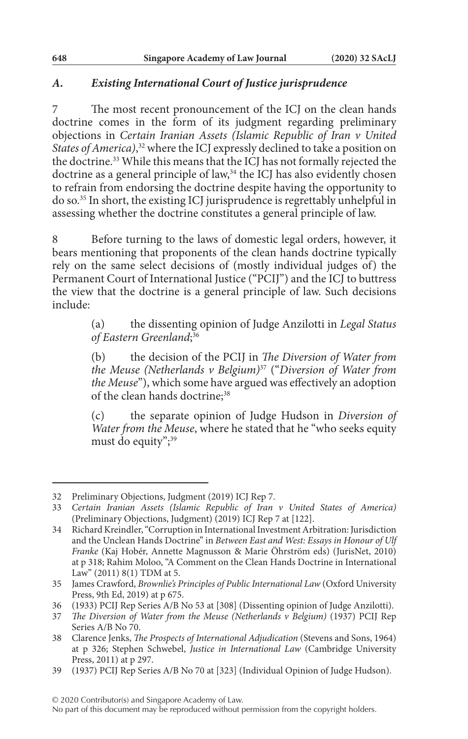### *A. Existing International Court of Justice jurisprudence*

7 The most recent pronouncement of the ICJ on the clean hands doctrine comes in the form of its judgment regarding preliminary objections in *Certain Iranian Assets (Islamic Republic of Iran v United States of America)*,[32] where the ICJ expressly declined to take a position on the doctrine.[33] While this means that the ICJ has not formally rejected the doctrine as a general principle of law,[34] the ICJ has also evidently chosen to refrain from endorsing the doctrine despite having the opportunity to do so.[35] In short, the existing ICJ jurisprudence is regrettably unhelpful in assessing whether the doctrine constitutes a general principle of law.

8 Before turning to the laws of domestic legal orders, however, it bears mentioning that proponents of the clean hands doctrine typically rely on the same select decisions of (mostly individual judges of) the Permanent Court of International Justice ("PCIJ") and the ICJ to buttress the view that the doctrine is a general principle of law. Such decisions include:

> (a) the dissenting opinion of Judge Anzilotti in *Legal Status of Eastern Greenland*;[36]
>
> (b) the decision of the PCIJ in *The Diversion of Water from the Meuse (Netherlands v Belgium)*[37] ("*Diversion of Water from the Meuse*"), which some have argued was effectively an adoption of the clean hands doctrine;[38]
>
> (c) the separate opinion of Judge Hudson in *Diversion of Water from the Meuse*, where he stated that he "who seeks equity must do equity";[39]

---

32 Preliminary Objections, Judgment (2019) ICJ Rep 7.

33 *Certain Iranian Assets (Islamic Republic of Iran v United States of America)* (Preliminary Objections, Judgment) (2019) ICJ Rep 7 at [122].

34 Richard Kreindler, "Corruption in International Investment Arbitration: Jurisdiction and the Unclean Hands Doctrine" in *Between East and West: Essays in Honour of Ulf Franke* (Kaj Hobér, Annette Magnusson & Marie Öhrström eds) (JurisNet, 2010) at p 318; Rahim Moloo, "A Comment on the Clean Hands Doctrine in International Law" (2011) 8(1) TDM at 5.

35 James Crawford, *Brownlie's Principles of Public International Law* (Oxford University Press, 9th Ed, 2019) at p 675.

36 (1933) PCIJ Rep Series A/B No 53 at [308] (Dissenting opinion of Judge Anzilotti).

37 *The Diversion of Water from the Meuse (Netherlands v Belgium)* (1937) PCIJ Rep Series A/B No 70.

38 Clarence Jenks, *The Prospects of International Adjudication* (Stevens and Sons, 1964) at p 326; Stephen Schwebel, *Justice in International Law* (Cambridge University Press, 2011) at p 297.

39 (1937) PCIJ Rep Series A/B No 70 at [323] (Individual Opinion of Judge Hudson).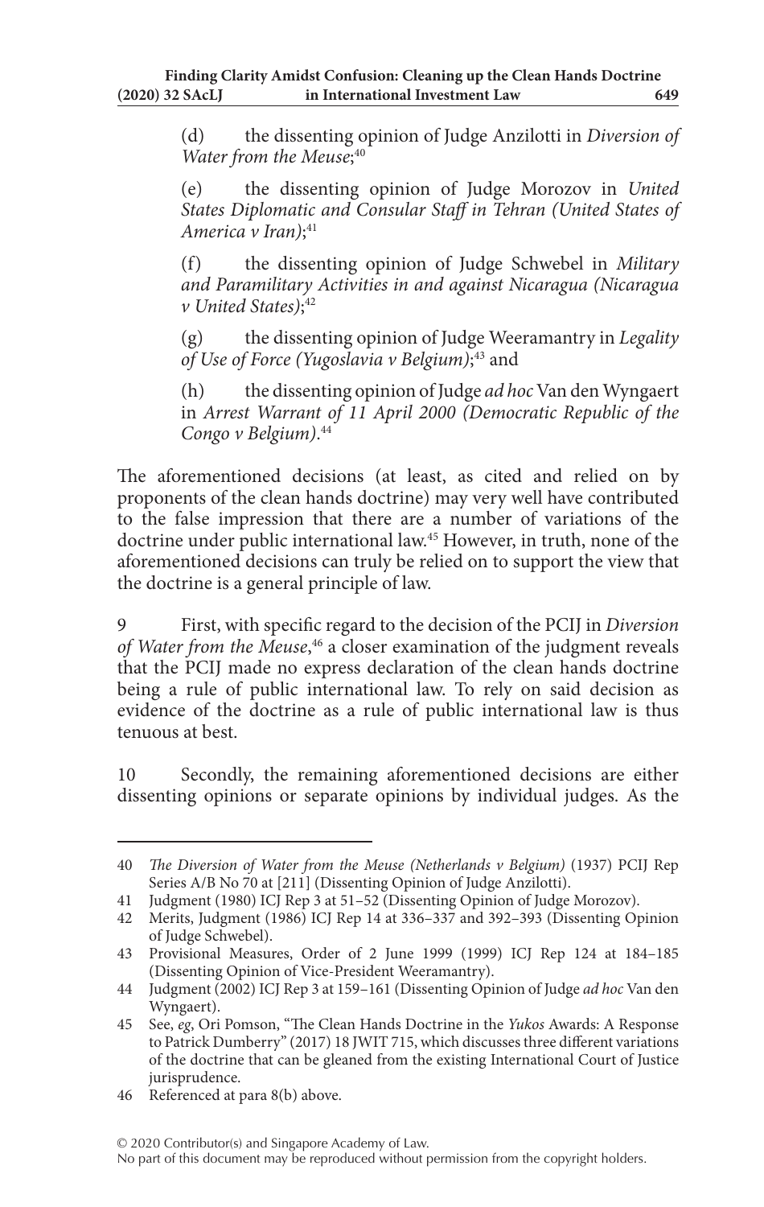(d) the dissenting opinion of Judge Anzilotti in *Diversion of Water from the Meuse*;[40]

(e) the dissenting opinion of Judge Morozov in *United States Diplomatic and Consular Staff in Tehran (United States of America v Iran)*;[41]

(f) the dissenting opinion of Judge Schwebel in *Military and Paramilitary Activities in and against Nicaragua (Nicaragua v United States)*;[42]

(g) the dissenting opinion of Judge Weeramantry in *Legality of Use of Force (Yugoslavia v Belgium)*;[43] and

(h) the dissenting opinion of Judge *ad hoc* Van den Wyngaert in *Arrest Warrant of 11 April 2000 (Democratic Republic of the Congo v Belgium)*.[44]

The aforementioned decisions (at least, as cited and relied on by proponents of the clean hands doctrine) may very well have contributed to the false impression that there are a number of variations of the doctrine under public international law.[45] However, in truth, none of the aforementioned decisions can truly be relied on to support the view that the doctrine is a general principle of law.

9 First, with specific regard to the decision of the PCIJ in *Diversion of Water from the Meuse*,[46] a closer examination of the judgment reveals that the PCIJ made no express declaration of the clean hands doctrine being a rule of public international law. To rely on said decision as evidence of the doctrine as a rule of public international law is thus tenuous at best.

10 Secondly, the remaining aforementioned decisions are either dissenting opinions or separate opinions by individual judges. As the

---

40 *The Diversion of Water from the Meuse (Netherlands v Belgium)* (1937) PCIJ Rep Series A/B No 70 at [211] (Dissenting Opinion of Judge Anzilotti).

41 Judgment (1980) ICJ Rep 3 at 51–52 (Dissenting Opinion of Judge Morozov).

42 Merits, Judgment (1986) ICJ Rep 14 at 336–337 and 392–393 (Dissenting Opinion of Judge Schwebel).

43 Provisional Measures, Order of 2 June 1999 (1999) ICJ Rep 124 at 184–185 (Dissenting Opinion of Vice-President Weeramantry).

44 Judgment (2002) ICJ Rep 3 at 159–161 (Dissenting Opinion of Judge *ad hoc* Van den Wyngaert).

45 See, *eg*, Ori Pomson, "The Clean Hands Doctrine in the *Yukos* Awards: A Response to Patrick Dumberry" (2017) 18 JWIT 715, which discusses three different variations of the doctrine that can be gleaned from the existing International Court of Justice jurisprudence.

46 Referenced at para 8(b) above.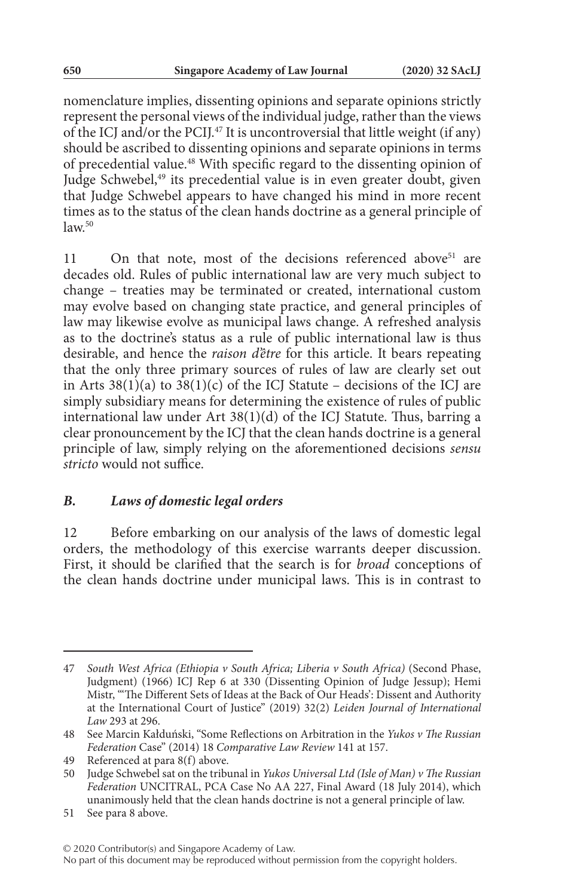nomenclature implies, dissenting opinions and separate opinions strictly represent the personal views of the individual judge, rather than the views of the ICJ and/or the PCIJ.[47] It is uncontroversial that little weight (if any) should be ascribed to dissenting opinions and separate opinions in terms of precedential value.[48] With specific regard to the dissenting opinion of Judge Schwebel,[49] its precedential value is in even greater doubt, given that Judge Schwebel appears to have changed his mind in more recent times as to the status of the clean hands doctrine as a general principle of law.[50]

11 On that note, most of the decisions referenced above[51] are decades old. Rules of public international law are very much subject to change – treaties may be terminated or created, international custom may evolve based on changing state practice, and general principles of law may likewise evolve as municipal laws change. A refreshed analysis as to the doctrine's status as a rule of public international law is thus desirable, and hence the *raison d'être* for this article. It bears repeating that the only three primary sources of rules of law are clearly set out in Arts 38(1)(a) to 38(1)(c) of the ICJ Statute – decisions of the ICJ are simply subsidiary means for determining the existence of rules of public international law under Art 38(1)(d) of the ICJ Statute. Thus, barring a clear pronouncement by the ICJ that the clean hands doctrine is a general principle of law, simply relying on the aforementioned decisions *sensu stricto* would not suffice.

### *B. Laws of domestic legal orders*

12 Before embarking on our analysis of the laws of domestic legal orders, the methodology of this exercise warrants deeper discussion. First, it should be clarified that the search is for *broad* conceptions of the clean hands doctrine under municipal laws. This is in contrast to

---

47 *South West Africa (Ethiopia v South Africa; Liberia v South Africa)* (Second Phase, Judgment) (1966) ICJ Rep 6 at 330 (Dissenting Opinion of Judge Jessup); Hemi Mistr, "'The Different Sets of Ideas at the Back of Our Heads': Dissent and Authority at the International Court of Justice" (2019) 32(2) *Leiden Journal of International Law* 293 at 296.

48 See Marcin Kałduński, "Some Reflections on Arbitration in the *Yukos v The Russian Federation* Case" (2014) 18 *Comparative Law Review* 141 at 157.

49 Referenced at para 8(f) above.

50 Judge Schwebel sat on the tribunal in *Yukos Universal Ltd (Isle of Man) v The Russian Federation* UNCITRAL, PCA Case No AA 227, Final Award (18 July 2014), which unanimously held that the clean hands doctrine is not a general principle of law.

51 See para 8 above.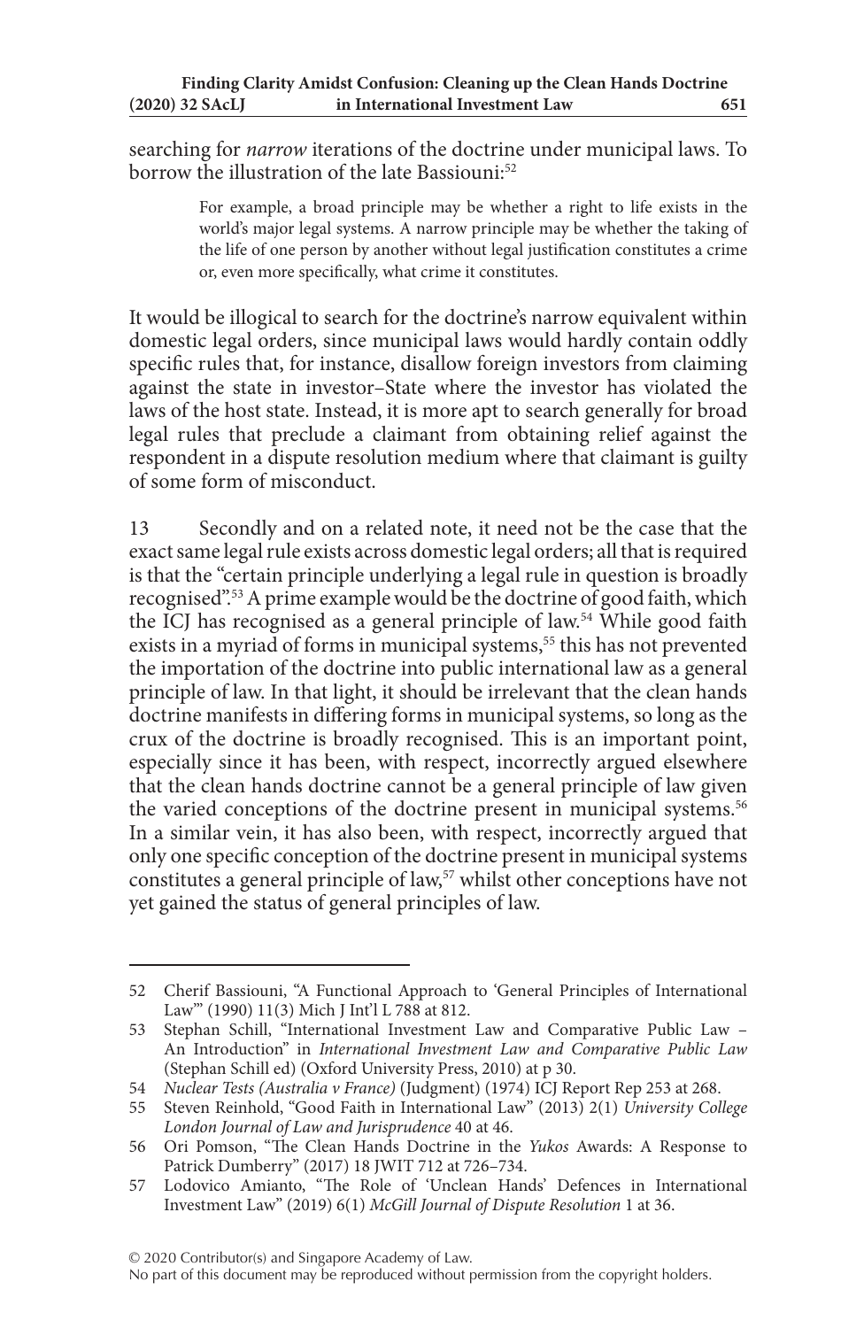searching for *narrow* iterations of the doctrine under municipal laws. To borrow the illustration of the late Bassiouni:[52]

> For example, a broad principle may be whether a right to life exists in the world's major legal systems. A narrow principle may be whether the taking of the life of one person by another without legal justification constitutes a crime or, even more specifically, what crime it constitutes.

It would be illogical to search for the doctrine's narrow equivalent within domestic legal orders, since municipal laws would hardly contain oddly specific rules that, for instance, disallow foreign investors from claiming against the state in investor–State where the investor has violated the laws of the host state. Instead, it is more apt to search generally for broad legal rules that preclude a claimant from obtaining relief against the respondent in a dispute resolution medium where that claimant is guilty of some form of misconduct.

13 Secondly and on a related note, it need not be the case that the exact same legal rule exists across domestic legal orders; all that is required is that the "certain principle underlying a legal rule in question is broadly recognised".[53] A prime example would be the doctrine of good faith, which the ICJ has recognised as a general principle of law.[54] While good faith exists in a myriad of forms in municipal systems,[55] this has not prevented the importation of the doctrine into public international law as a general principle of law. In that light, it should be irrelevant that the clean hands doctrine manifests in differing forms in municipal systems, so long as the crux of the doctrine is broadly recognised. This is an important point, especially since it has been, with respect, incorrectly argued elsewhere that the clean hands doctrine cannot be a general principle of law given the varied conceptions of the doctrine present in municipal systems.[56] In a similar vein, it has also been, with respect, incorrectly argued that only one specific conception of the doctrine present in municipal systems constitutes a general principle of law,[57] whilst other conceptions have not yet gained the status of general principles of law.

---

52 Cherif Bassiouni, "A Functional Approach to 'General Principles of International Law'" (1990) 11(3) Mich J Int'l L 788 at 812.

53 Stephan Schill, "International Investment Law and Comparative Public Law – An Introduction" in *International Investment Law and Comparative Public Law* (Stephan Schill ed) (Oxford University Press, 2010) at p 30.

54 *Nuclear Tests (Australia v France)* (Judgment) (1974) ICJ Report Rep 253 at 268.

55 Steven Reinhold, "Good Faith in International Law" (2013) 2(1) *University College London Journal of Law and Jurisprudence* 40 at 46.

56 Ori Pomson, "The Clean Hands Doctrine in the *Yukos* Awards: A Response to Patrick Dumberry" (2017) 18 JWIT 712 at 726–734.

57 Lodovico Amianto, "The Role of 'Unclean Hands' Defences in International Investment Law" (2019) 6(1) *McGill Journal of Dispute Resolution* 1 at 36.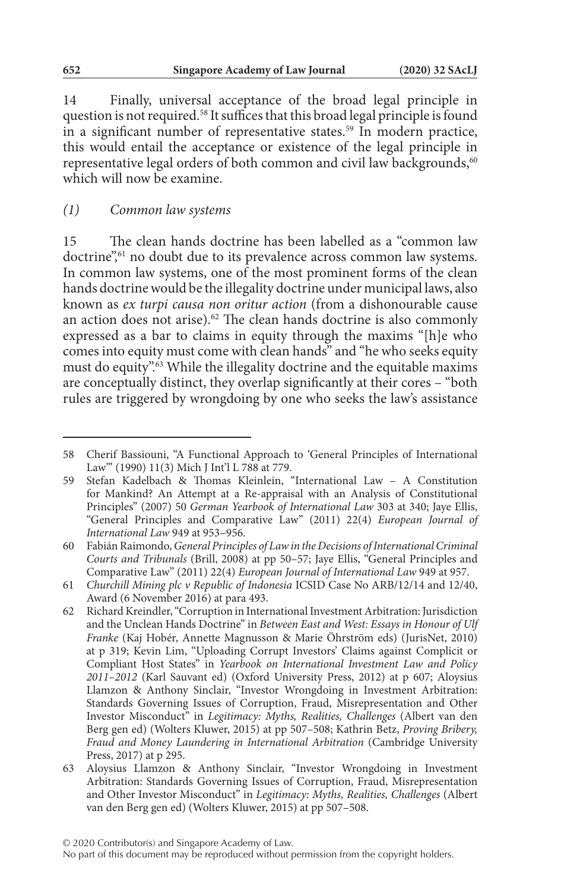14 Finally, universal acceptance of the broad legal principle in question is not required.[58] It suffices that this broad legal principle is found in a significant number of representative states.[59] In modern practice, this would entail the acceptance or existence of the legal principle in representative legal orders of both common and civil law backgrounds,[60] which will now be examine.

### *(1) Common law systems*

15 The clean hands doctrine has been labelled as a "common law doctrine",[61] no doubt due to its prevalence across common law systems. In common law systems, one of the most prominent forms of the clean hands doctrine would be the illegality doctrine under municipal laws, also known as *ex turpi causa non oritur action* (from a dishonourable cause an action does not arise).[62] The clean hands doctrine is also commonly expressed as a bar to claims in equity through the maxims "[h]e who comes into equity must come with clean hands" and "he who seeks equity must do equity".[63] While the illegality doctrine and the equitable maxims are conceptually distinct, they overlap significantly at their cores – "both rules are triggered by wrongdoing by one who seeks the law's assistance

---

58 Cherif Bassiouni, "A Functional Approach to 'General Principles of International Law'" (1990) 11(3) Mich J Int'l L 788 at 779.

59 Stefan Kadelbach & Thomas Kleinlein, "International Law – A Constitution for Mankind? An Attempt at a Re-appraisal with an Analysis of Constitutional Principles" (2007) 50 *German Yearbook of International Law* 303 at 340; Jaye Ellis, "General Principles and Comparative Law" (2011) 22(4) *European Journal of International Law* 949 at 953–956.

60 Fabián Raimondo, *General Principles of Law in the Decisions of International Criminal Courts and Tribunals* (Brill, 2008) at pp 50–57; Jaye Ellis, "General Principles and Comparative Law" (2011) 22(4) *European Journal of International Law* 949 at 957.

61 *Churchill Mining plc v Republic of Indonesia* ICSID Case No ARB/12/14 and 12/40, Award (6 November 2016) at para 493.

62 Richard Kreindler, "Corruption in International Investment Arbitration: Jurisdiction and the Unclean Hands Doctrine" in *Between East and West: Essays in Honour of Ulf Franke* (Kaj Hobér, Annette Magnusson & Marie Öhrström eds) (JurisNet, 2010) at p 319; Kevin Lim, "Uploading Corrupt Investors' Claims against Complicit or Compliant Host States" in *Yearbook on International Investment Law and Policy 2011–2012* (Karl Sauvant ed) (Oxford University Press, 2012) at p 607; Aloysius Llamzon & Anthony Sinclair, "Investor Wrongdoing in Investment Arbitration: Standards Governing Issues of Corruption, Fraud, Misrepresentation and Other Investor Misconduct" in *Legitimacy: Myths, Realities, Challenges* (Albert van den Berg gen ed) (Wolters Kluwer, 2015) at pp 507–508; Kathrin Betz, *Proving Bribery, Fraud and Money Laundering in International Arbitration* (Cambridge University Press, 2017) at p 295.

63 Aloysius Llamzon & Anthony Sinclair, "Investor Wrongdoing in Investment Arbitration: Standards Governing Issues of Corruption, Fraud, Misrepresentation and Other Investor Misconduct" in *Legitimacy: Myths, Realities, Challenges* (Albert van den Berg gen ed) (Wolters Kluwer, 2015) at pp 507–508.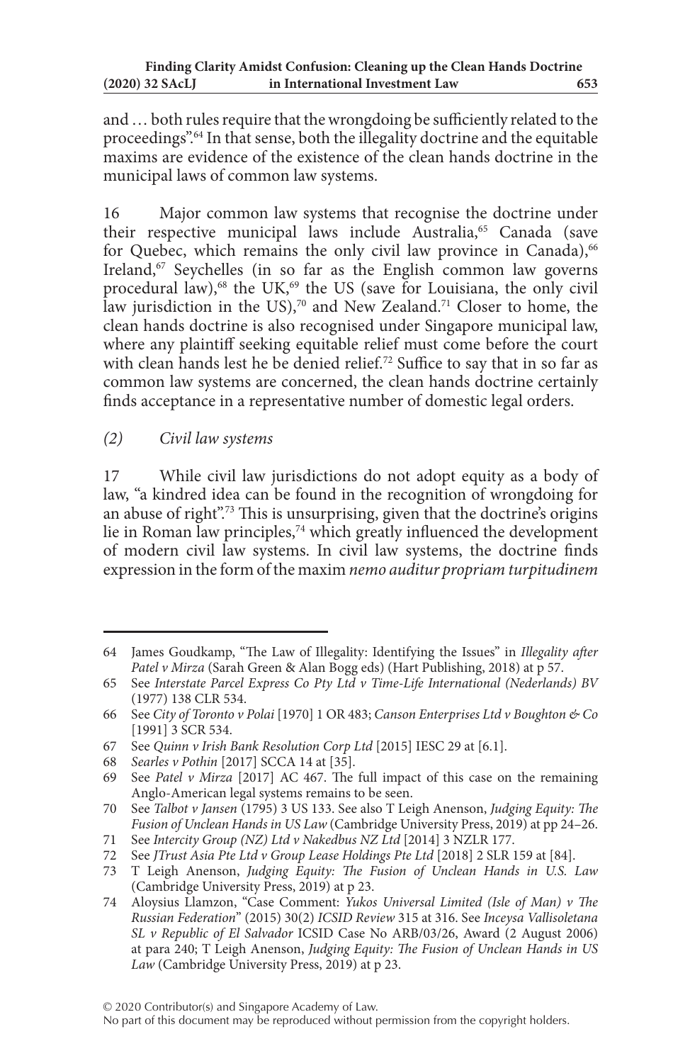and … both rules require that the wrongdoing be sufficiently related to the proceedings".[64] In that sense, both the illegality doctrine and the equitable maxims are evidence of the existence of the clean hands doctrine in the municipal laws of common law systems.

16 Major common law systems that recognise the doctrine under their respective municipal laws include Australia,[65] Canada (save for Quebec, which remains the only civil law province in Canada),[66] Ireland,[67] Seychelles (in so far as the English common law governs procedural law),[68] the UK,[69] the US (save for Louisiana, the only civil law jurisdiction in the US),[70] and New Zealand.[71] Closer to home, the clean hands doctrine is also recognised under Singapore municipal law, where any plaintiff seeking equitable relief must come before the court with clean hands lest he be denied relief.[72] Suffice to say that in so far as common law systems are concerned, the clean hands doctrine certainly finds acceptance in a representative number of domestic legal orders.

### *(2) Civil law systems*

17 While civil law jurisdictions do not adopt equity as a body of law, "a kindred idea can be found in the recognition of wrongdoing for an abuse of right".[73] This is unsurprising, given that the doctrine's origins lie in Roman law principles,[74] which greatly influenced the development of modern civil law systems. In civil law systems, the doctrine finds expression in the form of the maxim *nemo auditur propriam turpitudinem*

---

64 James Goudkamp, "The Law of Illegality: Identifying the Issues" in *Illegality after Patel v Mirza* (Sarah Green & Alan Bogg eds) (Hart Publishing, 2018) at p 57.

65 See *Interstate Parcel Express Co Pty Ltd v Time-Life International (Nederlands) BV* (1977) 138 CLR 534.

66 See *City of Toronto v Polai* [1970] 1 OR 483; *Canson Enterprises Ltd v Boughton & Co* [1991] 3 SCR 534.

67 See *Quinn v Irish Bank Resolution Corp Ltd* [2015] IESC 29 at [6.1].

68 *Searles v Pothin* [2017] SCCA 14 at [35].

69 See *Patel v Mirza* [2017] AC 467. The full impact of this case on the remaining Anglo-American legal systems remains to be seen.

70 See *Talbot v Jansen* (1795) 3 US 133. See also T Leigh Anenson, *Judging Equity: The Fusion of Unclean Hands in US Law* (Cambridge University Press, 2019) at pp 24–26.

71 See *Intercity Group (NZ) Ltd v Nakedbus NZ Ltd* [2014] 3 NZLR 177.

72 See *JTrust Asia Pte Ltd v Group Lease Holdings Pte Ltd* [2018] 2 SLR 159 at [84].

73 T Leigh Anenson, *Judging Equity: The Fusion of Unclean Hands in U.S. Law* (Cambridge University Press, 2019) at p 23.

74 Aloysius Llamzon, "Case Comment: *Yukos Universal Limited (Isle of Man) v The Russian Federation*" (2015) 30(2) *ICSID Review* 315 at 316. See *Inceysa Vallisoletana SL v Republic of El Salvador* ICSID Case No ARB/03/26, Award (2 August 2006) at para 240; T Leigh Anenson, *Judging Equity: The Fusion of Unclean Hands in US Law* (Cambridge University Press, 2019) at p 23.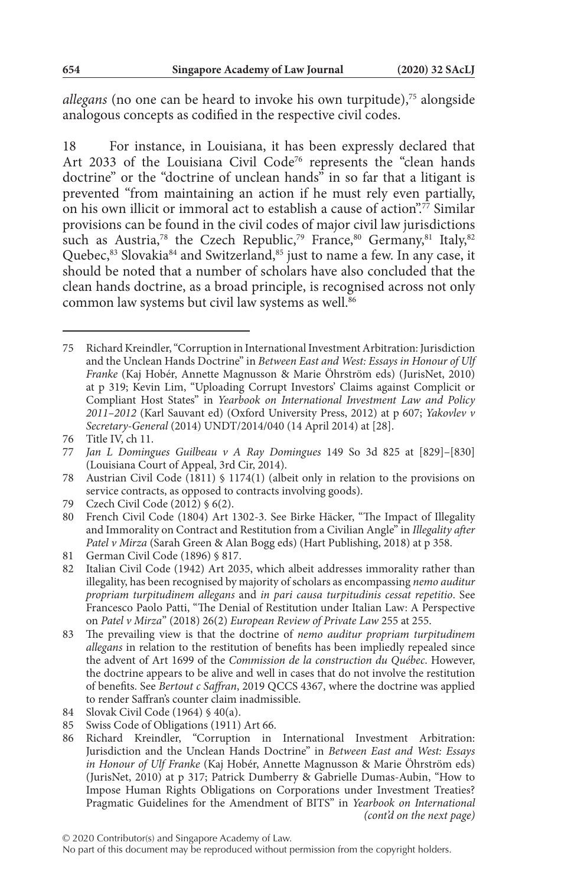*allegans* (no one can be heard to invoke his own turpitude),[75] alongside analogous concepts as codified in the respective civil codes.

18 For instance, in Louisiana, it has been expressly declared that Art 2033 of the Louisiana Civil Code[76] represents the "clean hands doctrine" or the "doctrine of unclean hands" in so far that a litigant is prevented "from maintaining an action if he must rely even partially, on his own illicit or immoral act to establish a cause of action".[77] Similar provisions can be found in the civil codes of major civil law jurisdictions such as Austria,[78] the Czech Republic,[79] France,[80] Germany,[81] Italy,[82] Quebec,[83] Slovakia[84] and Switzerland,[85] just to name a few. In any case, it should be noted that a number of scholars have also concluded that the clean hands doctrine, as a broad principle, is recognised across not only common law systems but civil law systems as well.[86]

---

75 Richard Kreindler, "Corruption in International Investment Arbitration: Jurisdiction and the Unclean Hands Doctrine" in *Between East and West: Essays in Honour of Ulf Franke* (Kaj Hobér, Annette Magnusson & Marie Öhrström eds) (JurisNet, 2010) at p 319; Kevin Lim, "Uploading Corrupt Investors' Claims against Complicit or Compliant Host States" in *Yearbook on International Investment Law and Policy 2011–2012* (Karl Sauvant ed) (Oxford University Press, 2012) at p 607; *Yakovlev v Secretary-General* (2014) UNDT/2014/040 (14 April 2014) at [28].

76 Title IV, ch 11.

77 *Jan L Domingues Guilbeau v A Ray Domingues* 149 So 3d 825 at [829]–[830] (Louisiana Court of Appeal, 3rd Cir, 2014).

78 Austrian Civil Code (1811) § 1174(1) (albeit only in relation to the provisions on service contracts, as opposed to contracts involving goods).

79 Czech Civil Code (2012) § 6(2).

80 French Civil Code (1804) Art 1302-3. See Birke Häcker, "The Impact of Illegality and Immorality on Contract and Restitution from a Civilian Angle" in *Illegality after Patel v Mirza* (Sarah Green & Alan Bogg eds) (Hart Publishing, 2018) at p 358.

81 German Civil Code (1896) § 817.

82 Italian Civil Code (1942) Art 2035, which albeit addresses immorality rather than illegality, has been recognised by majority of scholars as encompassing *nemo auditur propriam turpitudinem allegans* and *in pari causa turpitudinis cessat repetitio*. See Francesco Paolo Patti, "The Denial of Restitution under Italian Law: A Perspective on *Patel v Mirza*" (2018) 26(2) *European Review of Private Law* 255 at 255.

83 The prevailing view is that the doctrine of *nemo auditur propriam turpitudinem allegans* in relation to the restitution of benefits has been impliedly repealed since the advent of Art 1699 of the *Commission de la construction du Québec*. However, the doctrine appears to be alive and well in cases that do not involve the restitution of benefits. See *Bertout c Saffran*, 2019 QCCS 4367, where the doctrine was applied to render Saffran's counter claim inadmissible.

84 Slovak Civil Code (1964) § 40(a).

85 Swiss Code of Obligations (1911) Art 66.

86 Richard Kreindler, "Corruption in International Investment Arbitration: Jurisdiction and the Unclean Hands Doctrine" in *Between East and West: Essays in Honour of Ulf Franke* (Kaj Hobér, Annette Magnusson & Marie Öhrström eds) (JurisNet, 2010) at p 317; Patrick Dumberry & Gabrielle Dumas-Aubin, "How to Impose Human Rights Obligations on Corporations under Investment Treaties? Pragmatic Guidelines for the Amendment of BITS" in *Yearbook on International*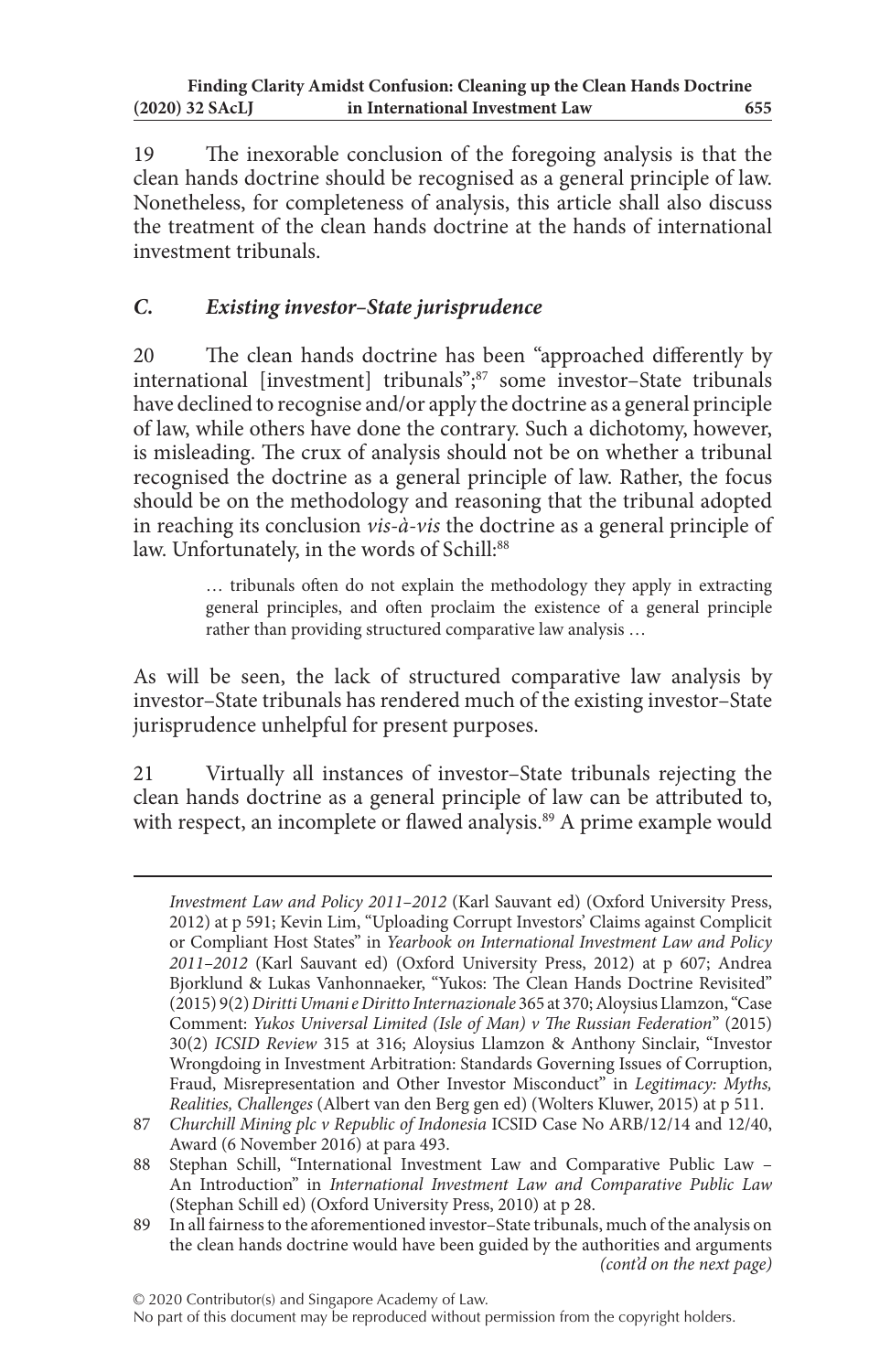19 The inexorable conclusion of the foregoing analysis is that the clean hands doctrine should be recognised as a general principle of law. Nonetheless, for completeness of analysis, this article shall also discuss the treatment of the clean hands doctrine at the hands of international investment tribunals.

### *C. Existing investor–State jurisprudence*

20 The clean hands doctrine has been "approached differently by international [investment] tribunals";[87] some investor–State tribunals have declined to recognise and/or apply the doctrine as a general principle of law, while others have done the contrary. Such a dichotomy, however, is misleading. The crux of analysis should not be on whether a tribunal recognised the doctrine as a general principle of law. Rather, the focus should be on the methodology and reasoning that the tribunal adopted in reaching its conclusion *vis-à-vis* the doctrine as a general principle of law. Unfortunately, in the words of Schill:[88]

> … tribunals often do not explain the methodology they apply in extracting general principles, and often proclaim the existence of a general principle rather than providing structured comparative law analysis …

As will be seen, the lack of structured comparative law analysis by investor–State tribunals has rendered much of the existing investor–State jurisprudence unhelpful for present purposes.

21 Virtually all instances of investor–State tribunals rejecting the clean hands doctrine as a general principle of law can be attributed to, with respect, an incomplete or flawed analysis.[89] A prime example would

---

*Investment Law and Policy 2011–2012* (Karl Sauvant ed) (Oxford University Press, 2012) at p 591; Kevin Lim, "Uploading Corrupt Investors' Claims against Complicit or Compliant Host States" in *Yearbook on International Investment Law and Policy 2011–2012* (Karl Sauvant ed) (Oxford University Press, 2012) at p 607; Andrea Bjorklund & Lukas Vanhonnaeker, "Yukos: The Clean Hands Doctrine Revisited" (2015) 9(2) *Diritti Umani e Diritto Internazionale* 365 at 370; Aloysius Llamzon, "Case Comment: *Yukos Universal Limited (Isle of Man) v The Russian Federation*" (2015) 30(2) *ICSID Review* 315 at 316; Aloysius Llamzon & Anthony Sinclair, "Investor Wrongdoing in Investment Arbitration: Standards Governing Issues of Corruption, Fraud, Misrepresentation and Other Investor Misconduct" in *Legitimacy: Myths, Realities, Challenges* (Albert van den Berg gen ed) (Wolters Kluwer, 2015) at p 511.

87 *Churchill Mining plc v Republic of Indonesia* ICSID Case No ARB/12/14 and 12/40, Award (6 November 2016) at para 493.

88 Stephan Schill, "International Investment Law and Comparative Public Law – An Introduction" in *International Investment Law and Comparative Public Law* (Stephan Schill ed) (Oxford University Press, 2010) at p 28.

89 In all fairness to the aforementioned investor–State tribunals, much of the analysis on the clean hands doctrine would have been guided by the authorities and arguments *(cont'd on the next page)*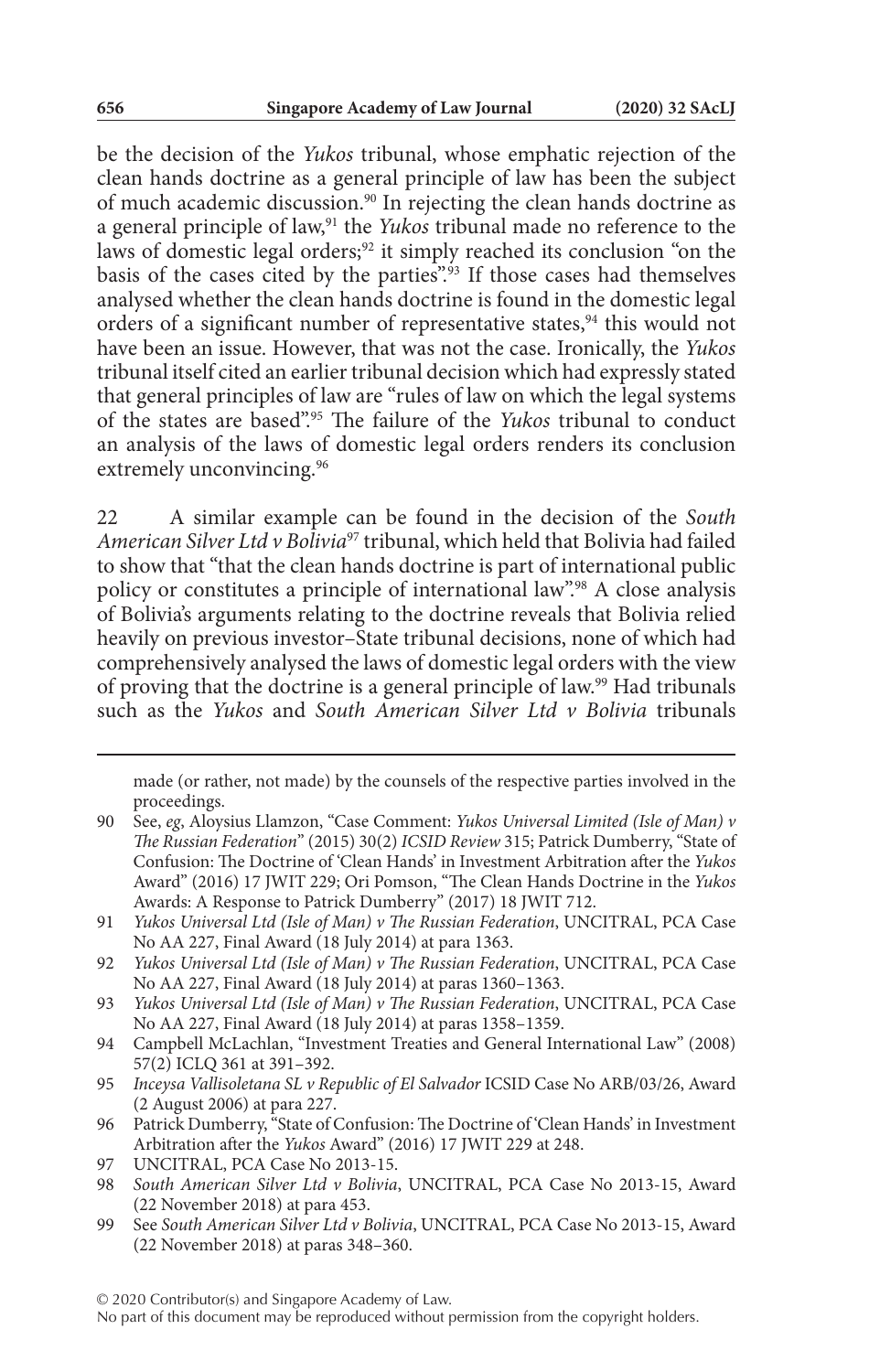be the decision of the *Yukos* tribunal, whose emphatic rejection of the clean hands doctrine as a general principle of law has been the subject of much academic discussion.[90] In rejecting the clean hands doctrine as a general principle of law,[91] the *Yukos* tribunal made no reference to the laws of domestic legal orders;[92] it simply reached its conclusion "on the basis of the cases cited by the parties".[93] If those cases had themselves analysed whether the clean hands doctrine is found in the domestic legal orders of a significant number of representative states,[94] this would not have been an issue. However, that was not the case. Ironically, the *Yukos* tribunal itself cited an earlier tribunal decision which had expressly stated that general principles of law are "rules of law on which the legal systems of the states are based".[95] The failure of the *Yukos* tribunal to conduct an analysis of the laws of domestic legal orders renders its conclusion extremely unconvincing.[96]

22 A similar example can be found in the decision of the *South American Silver Ltd v Bolivia*[97] tribunal, which held that Bolivia had failed to show that "that the clean hands doctrine is part of international public policy or constitutes a principle of international law".[98] A close analysis of Bolivia's arguments relating to the doctrine reveals that Bolivia relied heavily on previous investor–State tribunal decisions, none of which had comprehensively analysed the laws of domestic legal orders with the view of proving that the doctrine is a general principle of law.[99] Had tribunals such as the *Yukos* and *South American Silver Ltd v Bolivia* tribunals

---

made (or rather, not made) by the counsels of the respective parties involved in the proceedings.

90 See, *eg*, Aloysius Llamzon, "Case Comment: *Yukos Universal Limited (Isle of Man) v The Russian Federation*" (2015) 30(2) *ICSID Review* 315; Patrick Dumberry, "State of Confusion: The Doctrine of 'Clean Hands' in Investment Arbitration after the *Yukos* Award" (2016) 17 JWIT 229; Ori Pomson, "The Clean Hands Doctrine in the *Yukos* Awards: A Response to Patrick Dumberry" (2017) 18 JWIT 712.

91 *Yukos Universal Ltd (Isle of Man) v The Russian Federation*, UNCITRAL, PCA Case No AA 227, Final Award (18 July 2014) at para 1363.

92 *Yukos Universal Ltd (Isle of Man) v The Russian Federation*, UNCITRAL, PCA Case No AA 227, Final Award (18 July 2014) at paras 1360–1363.

93 *Yukos Universal Ltd (Isle of Man) v The Russian Federation*, UNCITRAL, PCA Case No AA 227, Final Award (18 July 2014) at paras 1358–1359.

94 Campbell McLachlan, "Investment Treaties and General International Law" (2008) 57(2) ICLQ 361 at 391–392.

95 *Inceysa Vallisoletana SL v Republic of El Salvador* ICSID Case No ARB/03/26, Award (2 August 2006) at para 227.

96 Patrick Dumberry, "State of Confusion: The Doctrine of 'Clean Hands' in Investment Arbitration after the *Yukos* Award" (2016) 17 JWIT 229 at 248.

97 UNCITRAL, PCA Case No 2013-15.

98 *South American Silver Ltd v Bolivia*, UNCITRAL, PCA Case No 2013-15, Award (22 November 2018) at para 453.

99 See *South American Silver Ltd v Bolivia*, UNCITRAL, PCA Case No 2013-15, Award (22 November 2018) at paras 348–360.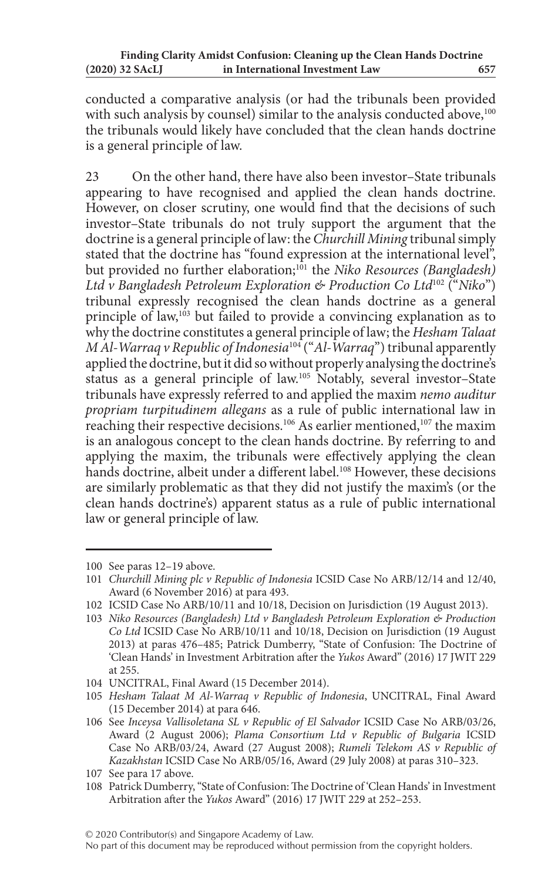conducted a comparative analysis (or had the tribunals been provided with such analysis by counsel) similar to the analysis conducted above,[100] the tribunals would likely have concluded that the clean hands doctrine is a general principle of law.

23 On the other hand, there have also been investor–State tribunals appearing to have recognised and applied the clean hands doctrine. However, on closer scrutiny, one would find that the decisions of such investor–State tribunals do not truly support the argument that the doctrine is a general principle of law: the *Churchill Mining* tribunal simply stated that the doctrine has "found expression at the international level", but provided no further elaboration;[101] the *Niko Resources (Bangladesh) Ltd v Bangladesh Petroleum Exploration & Production Co Ltd*[102] ("*Niko*") tribunal expressly recognised the clean hands doctrine as a general principle of law,[103] but failed to provide a convincing explanation as to why the doctrine constitutes a general principle of law; the *Hesham Talaat M Al-Warraq v Republic of Indonesia*[104] ("*Al-Warraq*") tribunal apparently applied the doctrine, but it did so without properly analysing the doctrine's status as a general principle of law.[105] Notably, several investor–State tribunals have expressly referred to and applied the maxim *nemo auditur propriam turpitudinem allegans* as a rule of public international law in reaching their respective decisions.[106] As earlier mentioned,[107] the maxim is an analogous concept to the clean hands doctrine. By referring to and applying the maxim, the tribunals were effectively applying the clean hands doctrine, albeit under a different label.[108] However, these decisions are similarly problematic as that they did not justify the maxim's (or the clean hands doctrine's) apparent status as a rule of public international law or general principle of law.

---

100 See paras 12–19 above.

101 *Churchill Mining plc v Republic of Indonesia* ICSID Case No ARB/12/14 and 12/40, Award (6 November 2016) at para 493.

102 ICSID Case No ARB/10/11 and 10/18, Decision on Jurisdiction (19 August 2013).

103 *Niko Resources (Bangladesh) Ltd v Bangladesh Petroleum Exploration & Production Co Ltd* ICSID Case No ARB/10/11 and 10/18, Decision on Jurisdiction (19 August 2013) at paras 476–485; Patrick Dumberry, "State of Confusion: The Doctrine of 'Clean Hands' in Investment Arbitration after the *Yukos* Award" (2016) 17 JWIT 229 at 255.

104 UNCITRAL, Final Award (15 December 2014).

105 *Hesham Talaat M Al-Warraq v Republic of Indonesia*, UNCITRAL, Final Award (15 December 2014) at para 646.

106 See *Inceysa Vallisoletana SL v Republic of El Salvador* ICSID Case No ARB/03/26, Award (2 August 2006); *Plama Consortium Ltd v Republic of Bulgaria* ICSID Case No ARB/03/24, Award (27 August 2008); *Rumeli Telekom AS v Republic of Kazakhstan* ICSID Case No ARB/05/16, Award (29 July 2008) at paras 310–323.

107 See para 17 above.

108 Patrick Dumberry, "State of Confusion: The Doctrine of 'Clean Hands' in Investment Arbitration after the *Yukos* Award" (2016) 17 JWIT 229 at 252–253.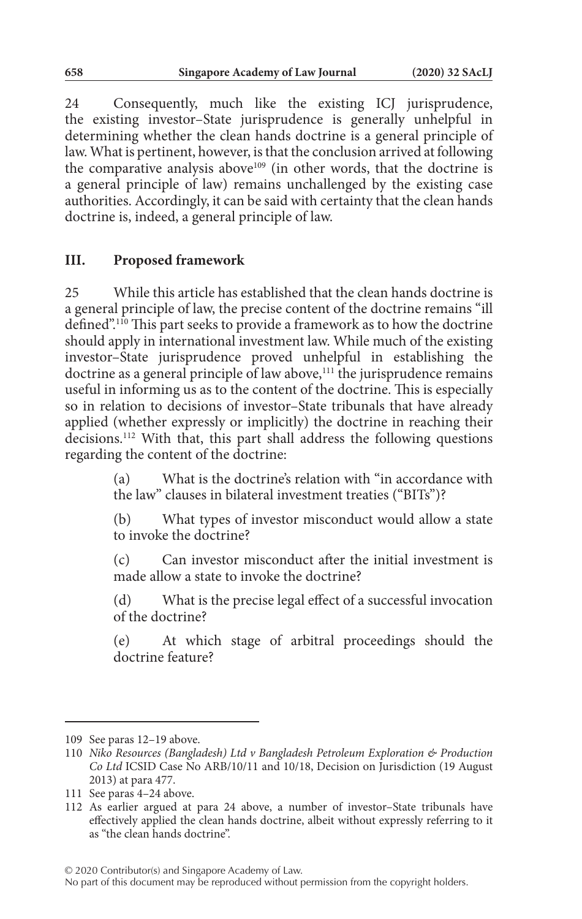24 Consequently, much like the existing ICJ jurisprudence, the existing investor–State jurisprudence is generally unhelpful in determining whether the clean hands doctrine is a general principle of law. What is pertinent, however, is that the conclusion arrived at following the comparative analysis above[109] (in other words, that the doctrine is a general principle of law) remains unchallenged by the existing case authorities. Accordingly, it can be said with certainty that the clean hands doctrine is, indeed, a general principle of law.

## III. Proposed framework

25 While this article has established that the clean hands doctrine is a general principle of law, the precise content of the doctrine remains "ill defined".[110] This part seeks to provide a framework as to how the doctrine should apply in international investment law. While much of the existing investor–State jurisprudence proved unhelpful in establishing the doctrine as a general principle of law above,[111] the jurisprudence remains useful in informing us as to the content of the doctrine. This is especially so in relation to decisions of investor–State tribunals that have already applied (whether expressly or implicitly) the doctrine in reaching their decisions.[112] With that, this part shall address the following questions regarding the content of the doctrine:

> (a) What is the doctrine's relation with "in accordance with the law" clauses in bilateral investment treaties ("BITs")?
>
> (b) What types of investor misconduct would allow a state to invoke the doctrine?
>
> (c) Can investor misconduct after the initial investment is made allow a state to invoke the doctrine?
>
> (d) What is the precise legal effect of a successful invocation of the doctrine?
>
> (e) At which stage of arbitral proceedings should the doctrine feature?

---

109 See paras 12–19 above.

110 *Niko Resources (Bangladesh) Ltd v Bangladesh Petroleum Exploration & Production Co Ltd* ICSID Case No ARB/10/11 and 10/18, Decision on Jurisdiction (19 August 2013) at para 477.

111 See paras 4–24 above.

112 As earlier argued at para 24 above, a number of investor–State tribunals have effectively applied the clean hands doctrine, albeit without expressly referring to it as "the clean hands doctrine".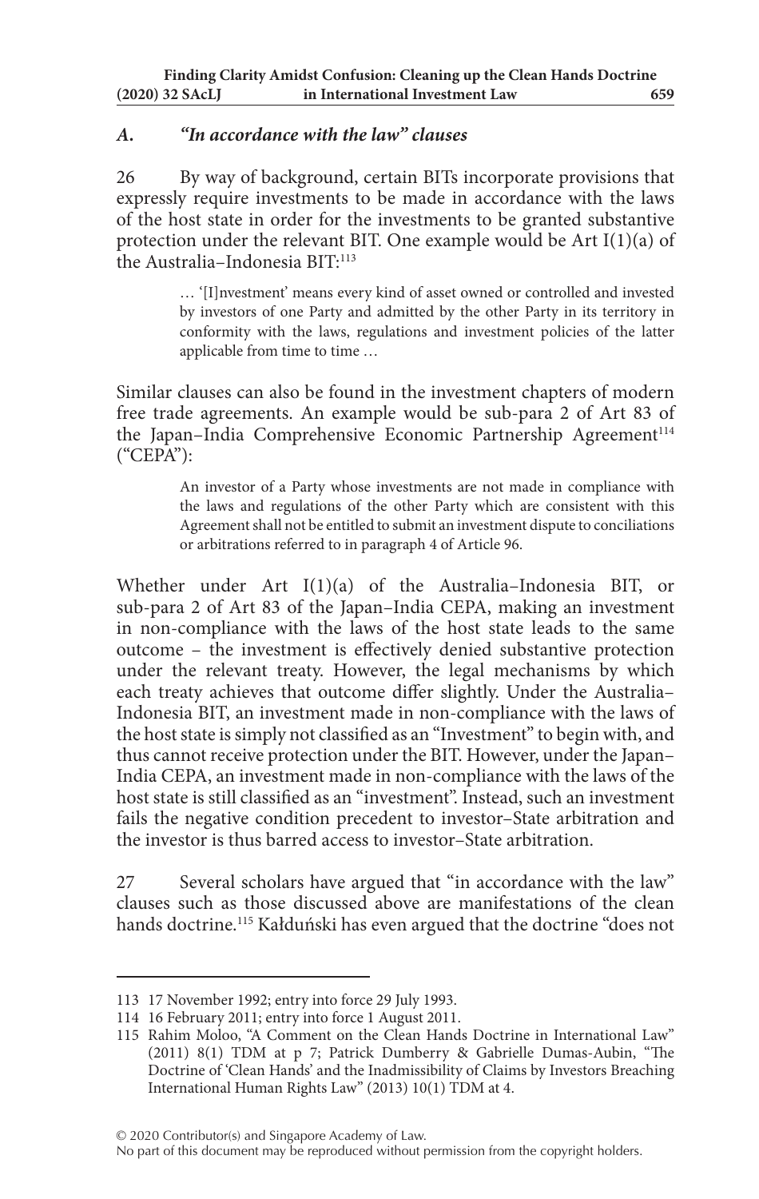### *A. "In accordance with the law" clauses*

26 By way of background, certain BITs incorporate provisions that expressly require investments to be made in accordance with the laws of the host state in order for the investments to be granted substantive protection under the relevant BIT. One example would be Art I(1)(a) of the Australia–Indonesia BIT:[113]

> … '[I]nvestment' means every kind of asset owned or controlled and invested by investors of one Party and admitted by the other Party in its territory in conformity with the laws, regulations and investment policies of the latter applicable from time to time …

Similar clauses can also be found in the investment chapters of modern free trade agreements. An example would be sub-para 2 of Art 83 of the Japan–India Comprehensive Economic Partnership Agreement[114] ("CEPA"):

> An investor of a Party whose investments are not made in compliance with the laws and regulations of the other Party which are consistent with this Agreement shall not be entitled to submit an investment dispute to conciliations or arbitrations referred to in paragraph 4 of Article 96.

Whether under Art I(1)(a) of the Australia–Indonesia BIT, or sub-para 2 of Art 83 of the Japan–India CEPA, making an investment in non-compliance with the laws of the host state leads to the same outcome – the investment is effectively denied substantive protection under the relevant treaty. However, the legal mechanisms by which each treaty achieves that outcome differ slightly. Under the Australia–Indonesia BIT, an investment made in non-compliance with the laws of the host state is simply not classified as an "Investment" to begin with, and thus cannot receive protection under the BIT. However, under the Japan–India CEPA, an investment made in non-compliance with the laws of the host state is still classified as an "investment". Instead, such an investment fails the negative condition precedent to investor–State arbitration and the investor is thus barred access to investor–State arbitration.

27 Several scholars have argued that "in accordance with the law" clauses such as those discussed above are manifestations of the clean hands doctrine.[115] Kałduński has even argued that the doctrine "does not

---

113 17 November 1992; entry into force 29 July 1993.

114 16 February 2011; entry into force 1 August 2011.

115 Rahim Moloo, "A Comment on the Clean Hands Doctrine in International Law" (2011) 8(1) TDM at p 7; Patrick Dumberry & Gabrielle Dumas-Aubin, "The Doctrine of 'Clean Hands' and the Inadmissibility of Claims by Investors Breaching International Human Rights Law" (2013) 10(1) TDM at 4.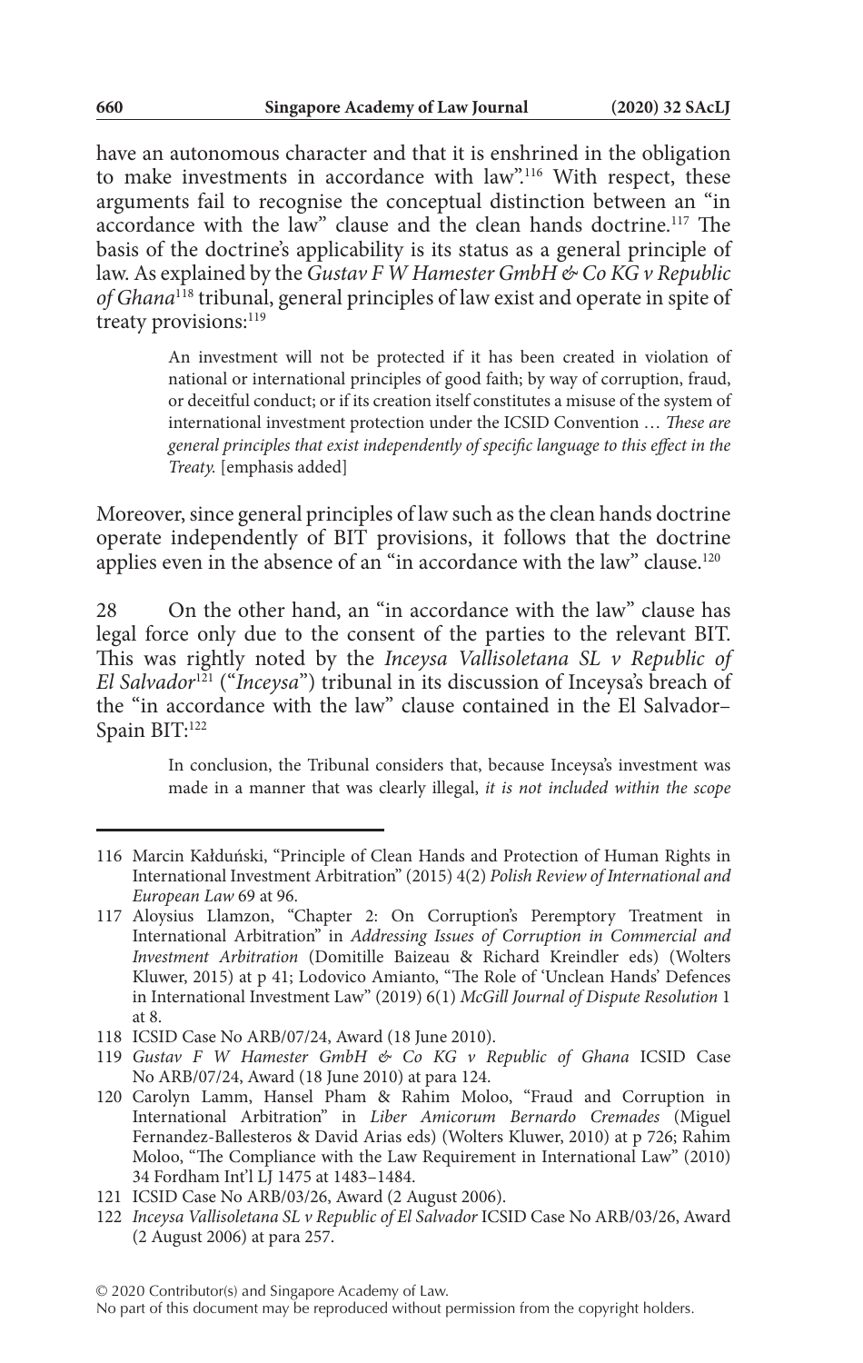have an autonomous character and that it is enshrined in the obligation to make investments in accordance with law".[116] With respect, these arguments fail to recognise the conceptual distinction between an "in accordance with the law" clause and the clean hands doctrine.[117] The basis of the doctrine's applicability is its status as a general principle of law. As explained by the *Gustav F W Hamester GmbH & Co KG v Republic of Ghana*[118] tribunal, general principles of law exist and operate in spite of treaty provisions:[119]

> An investment will not be protected if it has been created in violation of national or international principles of good faith; by way of corruption, fraud, or deceitful conduct; or if its creation itself constitutes a misuse of the system of international investment protection under the ICSID Convention … *These are general principles that exist independently of specific language to this effect in the Treaty.* [emphasis added]

Moreover, since general principles of law such as the clean hands doctrine operate independently of BIT provisions, it follows that the doctrine applies even in the absence of an "in accordance with the law" clause.[120]

28 On the other hand, an "in accordance with the law" clause has legal force only due to the consent of the parties to the relevant BIT. This was rightly noted by the *Inceysa Vallisoletana SL v Republic of El Salvador*[121] ("*Inceysa*") tribunal in its discussion of Inceysa's breach of the "in accordance with the law" clause contained in the El Salvador–Spain BIT:[122]

> In conclusion, the Tribunal considers that, because Inceysa's investment was made in a manner that was clearly illegal, *it is not included within the scope*

---

116 Marcin Kałduński, "Principle of Clean Hands and Protection of Human Rights in International Investment Arbitration" (2015) 4(2) *Polish Review of International and European Law* 69 at 96.

117 Aloysius Llamzon, "Chapter 2: On Corruption's Peremptory Treatment in International Arbitration" in *Addressing Issues of Corruption in Commercial and Investment Arbitration* (Domitille Baizeau & Richard Kreindler eds) (Wolters Kluwer, 2015) at p 41; Lodovico Amianto, "The Role of 'Unclean Hands' Defences in International Investment Law" (2019) 6(1) *McGill Journal of Dispute Resolution* 1 at 8.

118 ICSID Case No ARB/07/24, Award (18 June 2010).

119 *Gustav F W Hamester GmbH & Co KG v Republic of Ghana* ICSID Case No ARB/07/24, Award (18 June 2010) at para 124.

120 Carolyn Lamm, Hansel Pham & Rahim Moloo, "Fraud and Corruption in International Arbitration" in *Liber Amicorum Bernardo Cremades* (Miguel Fernandez-Ballesteros & David Arias eds) (Wolters Kluwer, 2010) at p 726; Rahim Moloo, "The Compliance with the Law Requirement in International Law" (2010) 34 Fordham Int'l LJ 1475 at 1483–1484.

121 ICSID Case No ARB/03/26, Award (2 August 2006).

122 *Inceysa Vallisoletana SL v Republic of El Salvador* ICSID Case No ARB/03/26, Award (2 August 2006) at para 257.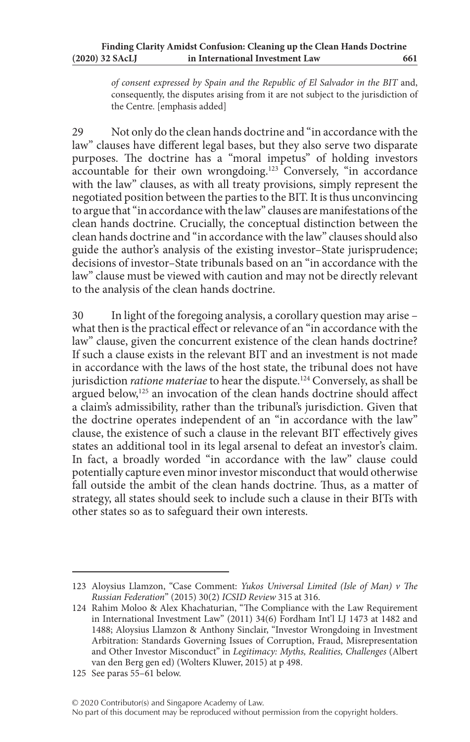*of consent expressed by Spain and the Republic of El Salvador in the BIT* and, consequently, the disputes arising from it are not subject to the jurisdiction of the Centre. [emphasis added]

29 Not only do the clean hands doctrine and "in accordance with the law" clauses have different legal bases, but they also serve two disparate purposes. The doctrine has a "moral impetus" of holding investors accountable for their own wrongdoing.[123] Conversely, "in accordance with the law" clauses, as with all treaty provisions, simply represent the negotiated position between the parties to the BIT. It is thus unconvincing to argue that "in accordance with the law" clauses are manifestations of the clean hands doctrine. Crucially, the conceptual distinction between the clean hands doctrine and "in accordance with the law" clauses should also guide the author's analysis of the existing investor–State jurisprudence; decisions of investor–State tribunals based on an "in accordance with the law" clause must be viewed with caution and may not be directly relevant to the analysis of the clean hands doctrine.

30 In light of the foregoing analysis, a corollary question may arise – what then is the practical effect or relevance of an "in accordance with the law" clause, given the concurrent existence of the clean hands doctrine? If such a clause exists in the relevant BIT and an investment is not made in accordance with the laws of the host state, the tribunal does not have jurisdiction *ratione materiae* to hear the dispute.[124] Conversely, as shall be argued below,[125] an invocation of the clean hands doctrine should affect a claim's admissibility, rather than the tribunal's jurisdiction. Given that the doctrine operates independent of an "in accordance with the law" clause, the existence of such a clause in the relevant BIT effectively gives states an additional tool in its legal arsenal to defeat an investor's claim. In fact, a broadly worded "in accordance with the law" clause could potentially capture even minor investor misconduct that would otherwise fall outside the ambit of the clean hands doctrine. Thus, as a matter of strategy, all states should seek to include such a clause in their BITs with other states so as to safeguard their own interests.

---

123 Aloysius Llamzon, "Case Comment: *Yukos Universal Limited (Isle of Man) v The Russian Federation*" (2015) 30(2) *ICSID Review* 315 at 316.

124 Rahim Moloo & Alex Khachaturian, "The Compliance with the Law Requirement in International Investment Law" (2011) 34(6) Fordham Int'l LJ 1473 at 1482 and 1488; Aloysius Llamzon & Anthony Sinclair, "Investor Wrongdoing in Investment Arbitration: Standards Governing Issues of Corruption, Fraud, Misrepresentation and Other Investor Misconduct" in *Legitimacy: Myths, Realities, Challenges* (Albert van den Berg gen ed) (Wolters Kluwer, 2015) at p 498.

125 See paras 55–61 below.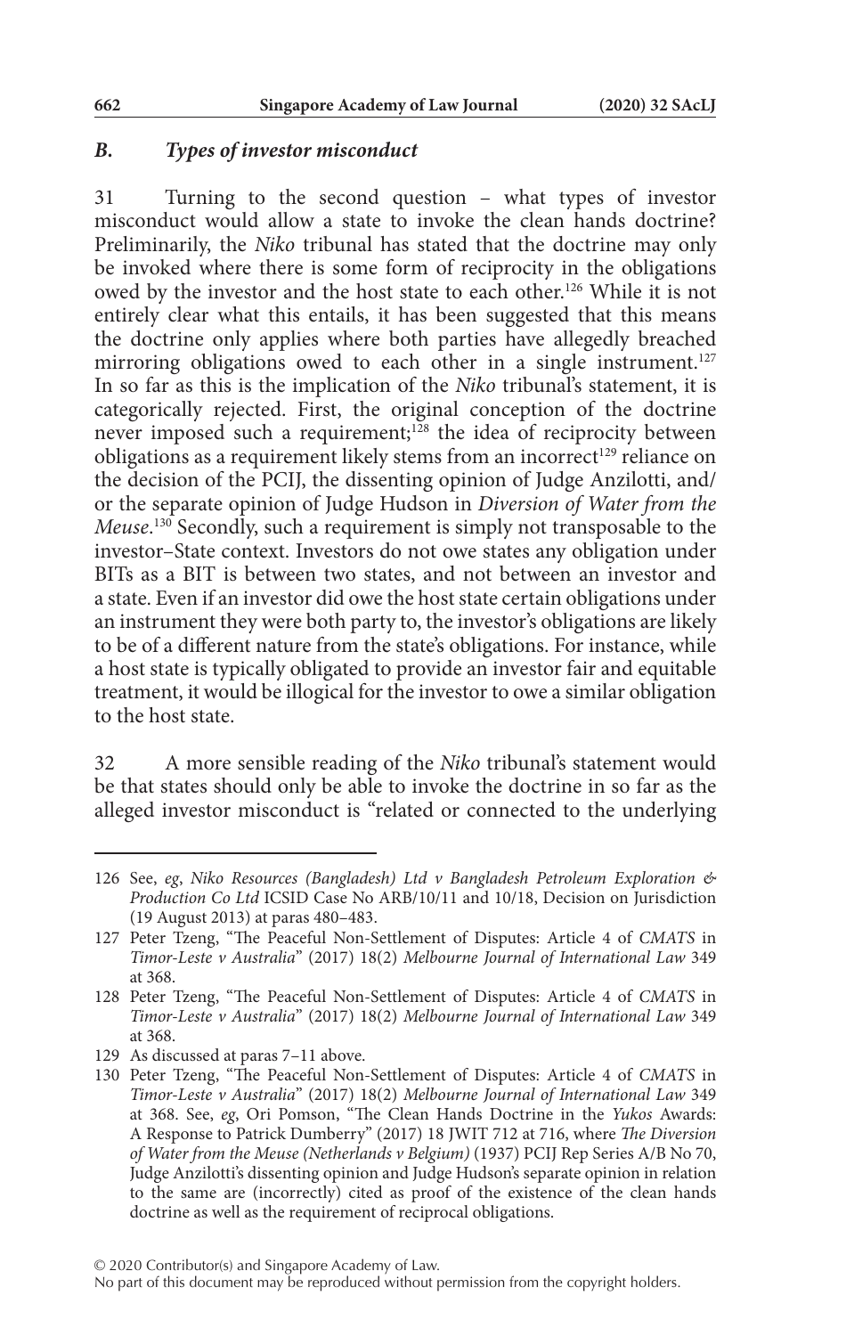### *B. Types of investor misconduct*

31 Turning to the second question – what types of investor misconduct would allow a state to invoke the clean hands doctrine? Preliminarily, the *Niko* tribunal has stated that the doctrine may only be invoked where there is some form of reciprocity in the obligations owed by the investor and the host state to each other.[126] While it is not entirely clear what this entails, it has been suggested that this means the doctrine only applies where both parties have allegedly breached mirroring obligations owed to each other in a single instrument.[127] In so far as this is the implication of the *Niko* tribunal's statement, it is categorically rejected. First, the original conception of the doctrine never imposed such a requirement;[128] the idea of reciprocity between obligations as a requirement likely stems from an incorrect[129] reliance on the decision of the PCIJ, the dissenting opinion of Judge Anzilotti, and/or the separate opinion of Judge Hudson in *Diversion of Water from the Meuse*.[130] Secondly, such a requirement is simply not transposable to the investor–State context. Investors do not owe states any obligation under BITs as a BIT is between two states, and not between an investor and a state. Even if an investor did owe the host state certain obligations under an instrument they were both party to, the investor's obligations are likely to be of a different nature from the state's obligations. For instance, while a host state is typically obligated to provide an investor fair and equitable treatment, it would be illogical for the investor to owe a similar obligation to the host state.

32 A more sensible reading of the *Niko* tribunal's statement would be that states should only be able to invoke the doctrine in so far as the alleged investor misconduct is "related or connected to the underlying

---

126 See, *eg*, *Niko Resources (Bangladesh) Ltd v Bangladesh Petroleum Exploration & Production Co Ltd* ICSID Case No ARB/10/11 and 10/18, Decision on Jurisdiction (19 August 2013) at paras 480–483.

127 Peter Tzeng, "The Peaceful Non-Settlement of Disputes: Article 4 of *CMATS* in *Timor-Leste v Australia*" (2017) 18(2) *Melbourne Journal of International Law* 349 at 368.

128 Peter Tzeng, "The Peaceful Non-Settlement of Disputes: Article 4 of *CMATS* in *Timor-Leste v Australia*" (2017) 18(2) *Melbourne Journal of International Law* 349 at 368.

129 As discussed at paras 7–11 above.

130 Peter Tzeng, "The Peaceful Non-Settlement of Disputes: Article 4 of *CMATS* in *Timor-Leste v Australia*" (2017) 18(2) *Melbourne Journal of International Law* 349 at 368. See, *eg*, Ori Pomson, "The Clean Hands Doctrine in the *Yukos* Awards: A Response to Patrick Dumberry" (2017) 18 JWIT 712 at 716, where *The Diversion of Water from the Meuse (Netherlands v Belgium)* (1937) PCIJ Rep Series A/B No 70, Judge Anzilotti's dissenting opinion and Judge Hudson's separate opinion in relation to the same are (incorrectly) cited as proof of the existence of the clean hands doctrine as well as the requirement of reciprocal obligations.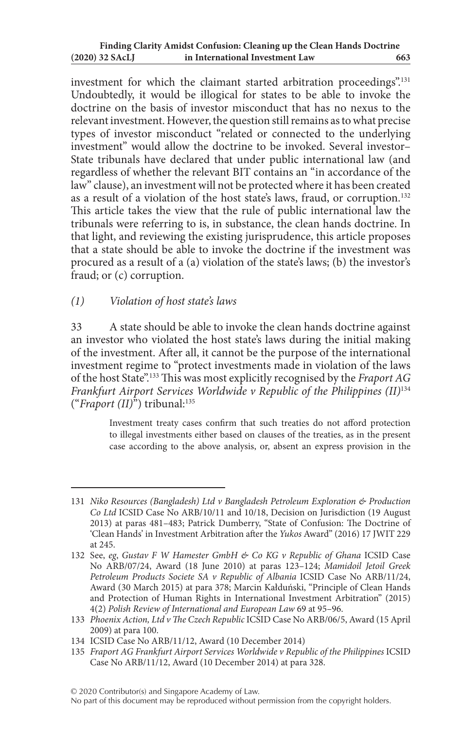investment for which the claimant started arbitration proceedings".[131] Undoubtedly, it would be illogical for states to be able to invoke the doctrine on the basis of investor misconduct that has no nexus to the relevant investment. However, the question still remains as to what precise types of investor misconduct "related or connected to the underlying investment" would allow the doctrine to be invoked. Several investor–State tribunals have declared that under public international law (and regardless of whether the relevant BIT contains an "in accordance of the law" clause), an investment will not be protected where it has been created as a result of a violation of the host state's laws, fraud, or corruption.[132] This article takes the view that the rule of public international law the tribunals were referring to is, in substance, the clean hands doctrine. In that light, and reviewing the existing jurisprudence, this article proposes that a state should be able to invoke the doctrine if the investment was procured as a result of a (a) violation of the state's laws; (b) the investor's fraud; or (c) corruption.

### *(1) Violation of host state's laws*

33 A state should be able to invoke the clean hands doctrine against an investor who violated the host state's laws during the initial making of the investment. After all, it cannot be the purpose of the international investment regime to "protect investments made in violation of the laws of the host State".[133] This was most explicitly recognised by the *Fraport AG Frankfurt Airport Services Worldwide v Republic of the Philippines (II)*[134] ("*Fraport (II)*") tribunal:[135]

> Investment treaty cases confirm that such treaties do not afford protection to illegal investments either based on clauses of the treaties, as in the present case according to the above analysis, or, absent an express provision in the

---

131 *Niko Resources (Bangladesh) Ltd v Bangladesh Petroleum Exploration & Production Co Ltd* ICSID Case No ARB/10/11 and 10/18, Decision on Jurisdiction (19 August 2013) at paras 481–483; Patrick Dumberry, "State of Confusion: The Doctrine of 'Clean Hands' in Investment Arbitration after the *Yukos* Award" (2016) 17 JWIT 229 at 245.

132 See, *eg*, *Gustav F W Hamester GmbH & Co KG v Republic of Ghana* ICSID Case No ARB/07/24, Award (18 June 2010) at paras 123–124; *Mamidoil Jetoil Greek Petroleum Products Societe SA v Republic of Albania* ICSID Case No ARB/11/24, Award (30 March 2015) at para 378; Marcin Kałduński, "Principle of Clean Hands and Protection of Human Rights in International Investment Arbitration" (2015) 4(2) *Polish Review of International and European Law* 69 at 95–96.

133 *Phoenix Action, Ltd v The Czech Republic* ICSID Case No ARB/06/5, Award (15 April 2009) at para 100.

134 ICSID Case No ARB/11/12, Award (10 December 2014)

135 *Fraport AG Frankfurt Airport Services Worldwide v Republic of the Philippines* ICSID Case No ARB/11/12, Award (10 December 2014) at para 328.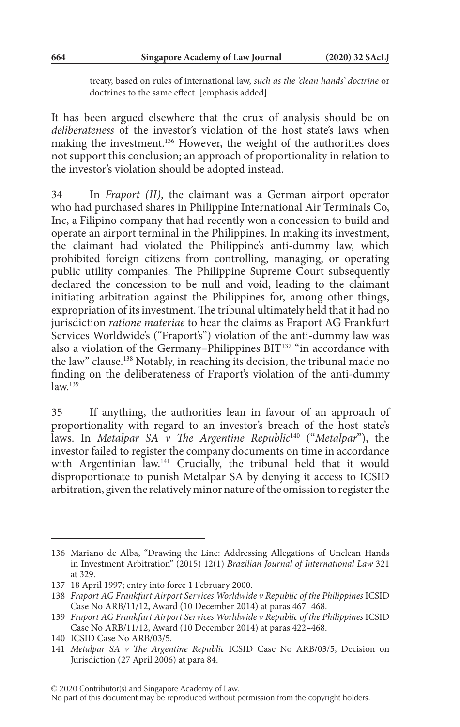treaty, based on rules of international law, *such as the 'clean hands' doctrine* or doctrines to the same effect. [emphasis added]

It has been argued elsewhere that the crux of analysis should be on *deliberateness* of the investor's violation of the host state's laws when making the investment.[136] However, the weight of the authorities does not support this conclusion; an approach of proportionality in relation to the investor's violation should be adopted instead.

34 In *Fraport (II)*, the claimant was a German airport operator who had purchased shares in Philippine International Air Terminals Co, Inc, a Filipino company that had recently won a concession to build and operate an airport terminal in the Philippines. In making its investment, the claimant had violated the Philippine's anti-dummy law, which prohibited foreign citizens from controlling, managing, or operating public utility companies. The Philippine Supreme Court subsequently declared the concession to be null and void, leading to the claimant initiating arbitration against the Philippines for, among other things, expropriation of its investment. The tribunal ultimately held that it had no jurisdiction *ratione materiae* to hear the claims as Fraport AG Frankfurt Services Worldwide's ("Fraport's") violation of the anti-dummy law was also a violation of the Germany–Philippines BIT[137] "in accordance with the law" clause.[138] Notably, in reaching its decision, the tribunal made no finding on the deliberateness of Fraport's violation of the anti-dummy law.[139]

35 If anything, the authorities lean in favour of an approach of proportionality with regard to an investor's breach of the host state's laws. In *Metalpar SA v The Argentine Republic*[140] ("*Metalpar*"), the investor failed to register the company documents on time in accordance with Argentinian law.[141] Crucially, the tribunal held that it would disproportionate to punish Metalpar SA by denying it access to ICSID arbitration, given the relatively minor nature of the omission to register the

---

136 Mariano de Alba, "Drawing the Line: Addressing Allegations of Unclean Hands in Investment Arbitration" (2015) 12(1) *Brazilian Journal of International Law* 321 at 329.

137 18 April 1997; entry into force 1 February 2000.

138 *Fraport AG Frankfurt Airport Services Worldwide v Republic of the Philippines* ICSID Case No ARB/11/12, Award (10 December 2014) at paras 467–468.

139 *Fraport AG Frankfurt Airport Services Worldwide v Republic of the Philippines* ICSID Case No ARB/11/12, Award (10 December 2014) at paras 422–468.

140 ICSID Case No ARB/03/5.

141 *Metalpar SA v The Argentine Republic* ICSID Case No ARB/03/5, Decision on Jurisdiction (27 April 2006) at para 84.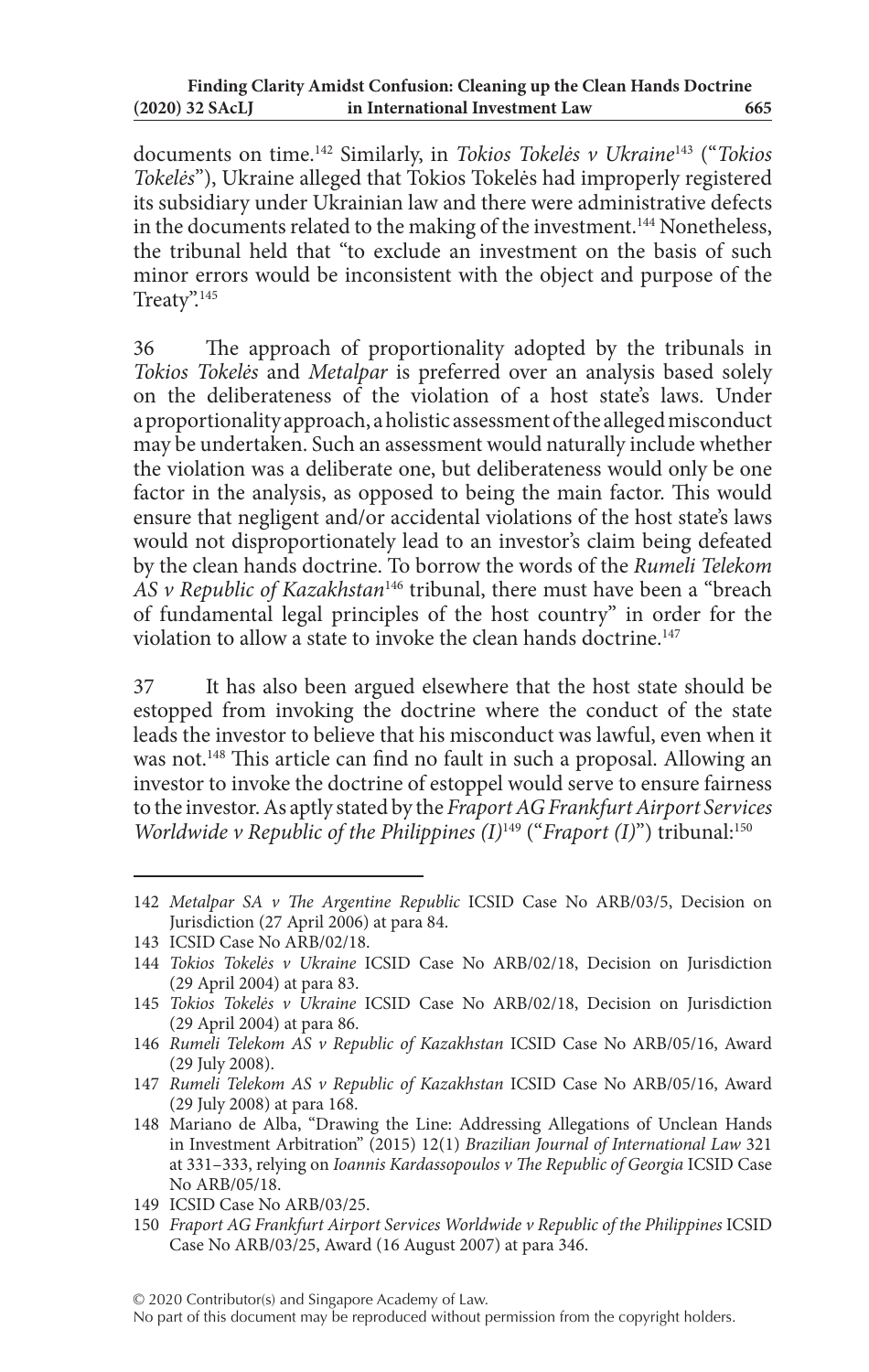documents on time.[142] Similarly, in *Tokios Tokelės v Ukraine*[143] ("*Tokios Tokelės*"), Ukraine alleged that Tokios Tokelės had improperly registered its subsidiary under Ukrainian law and there were administrative defects in the documents related to the making of the investment.[144] Nonetheless, the tribunal held that "to exclude an investment on the basis of such minor errors would be inconsistent with the object and purpose of the Treaty".[145]

36 The approach of proportionality adopted by the tribunals in *Tokios Tokelės* and *Metalpar* is preferred over an analysis based solely on the deliberateness of the violation of a host state's laws. Under a proportionality approach, a holistic assessment of the alleged misconduct may be undertaken. Such an assessment would naturally include whether the violation was a deliberate one, but deliberateness would only be one factor in the analysis, as opposed to being the main factor. This would ensure that negligent and/or accidental violations of the host state's laws would not disproportionately lead to an investor's claim being defeated by the clean hands doctrine. To borrow the words of the *Rumeli Telekom AS v Republic of Kazakhstan*[146] tribunal, there must have been a "breach of fundamental legal principles of the host country" in order for the violation to allow a state to invoke the clean hands doctrine.[147]

37 It has also been argued elsewhere that the host state should be estopped from invoking the doctrine where the conduct of the state leads the investor to believe that his misconduct was lawful, even when it was not.[148] This article can find no fault in such a proposal. Allowing an investor to invoke the doctrine of estoppel would serve to ensure fairness to the investor. As aptly stated by the *Fraport AG Frankfurt Airport Services Worldwide v Republic of the Philippines (I)*[149] ("*Fraport (I)*") tribunal:[150]

---

142 *Metalpar SA v The Argentine Republic* ICSID Case No ARB/03/5, Decision on Jurisdiction (27 April 2006) at para 84.

143 ICSID Case No ARB/02/18.

144 *Tokios Tokelės v Ukraine* ICSID Case No ARB/02/18, Decision on Jurisdiction (29 April 2004) at para 83.

145 *Tokios Tokelės v Ukraine* ICSID Case No ARB/02/18, Decision on Jurisdiction (29 April 2004) at para 86.

146 *Rumeli Telekom AS v Republic of Kazakhstan* ICSID Case No ARB/05/16, Award (29 July 2008).

147 *Rumeli Telekom AS v Republic of Kazakhstan* ICSID Case No ARB/05/16, Award (29 July 2008) at para 168.

148 Mariano de Alba, "Drawing the Line: Addressing Allegations of Unclean Hands in Investment Arbitration" (2015) 12(1) *Brazilian Journal of International Law* 321 at 331–333, relying on *Ioannis Kardassopoulos v The Republic of Georgia* ICSID Case No ARB/05/18.

149 ICSID Case No ARB/03/25.

150 *Fraport AG Frankfurt Airport Services Worldwide v Republic of the Philippines* ICSID Case No ARB/03/25, Award (16 August 2007) at para 346.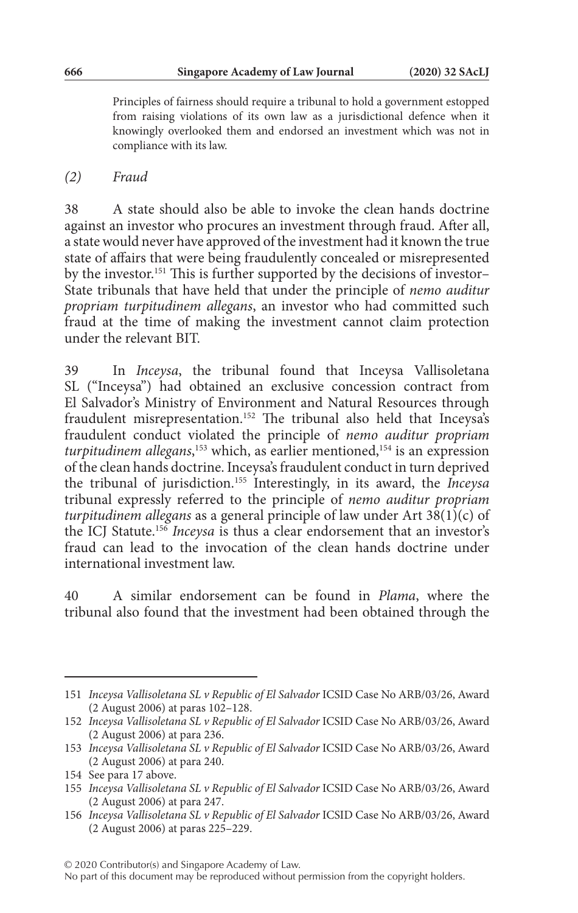Principles of fairness should require a tribunal to hold a government estopped from raising violations of its own law as a jurisdictional defence when it knowingly overlooked them and endorsed an investment which was not in compliance with its law.

*(2) Fraud*

38 A state should also be able to invoke the clean hands doctrine against an investor who procures an investment through fraud. After all, a state would never have approved of the investment had it known the true state of affairs that were being fraudulently concealed or misrepresented by the investor.[151] This is further supported by the decisions of investor–State tribunals that have held that under the principle of *nemo auditur propriam turpitudinem allegans*, an investor who had committed such fraud at the time of making the investment cannot claim protection under the relevant BIT.

39 In *Inceysa*, the tribunal found that Inceysa Vallisoletana SL ("Inceysa") had obtained an exclusive concession contract from El Salvador's Ministry of Environment and Natural Resources through fraudulent misrepresentation.[152] The tribunal also held that Inceysa's fraudulent conduct violated the principle of *nemo auditur propriam turpitudinem allegans*,[153] which, as earlier mentioned,[154] is an expression of the clean hands doctrine. Inceysa's fraudulent conduct in turn deprived the tribunal of jurisdiction.[155] Interestingly, in its award, the *Inceysa* tribunal expressly referred to the principle of *nemo auditur propriam turpitudinem allegans* as a general principle of law under Art 38(1)(c) of the ICJ Statute.[156] *Inceysa* is thus a clear endorsement that an investor's fraud can lead to the invocation of the clean hands doctrine under international investment law.

40 A similar endorsement can be found in *Plama*, where the tribunal also found that the investment had been obtained through the

---

151 *Inceysa Vallisoletana SL v Republic of El Salvador* ICSID Case No ARB/03/26, Award (2 August 2006) at paras 102–128.

152 *Inceysa Vallisoletana SL v Republic of El Salvador* ICSID Case No ARB/03/26, Award (2 August 2006) at para 236.

153 *Inceysa Vallisoletana SL v Republic of El Salvador* ICSID Case No ARB/03/26, Award (2 August 2006) at para 240.

154 See para 17 above.

155 *Inceysa Vallisoletana SL v Republic of El Salvador* ICSID Case No ARB/03/26, Award (2 August 2006) at para 247.

156 *Inceysa Vallisoletana SL v Republic of El Salvador* ICSID Case No ARB/03/26, Award (2 August 2006) at paras 225–229.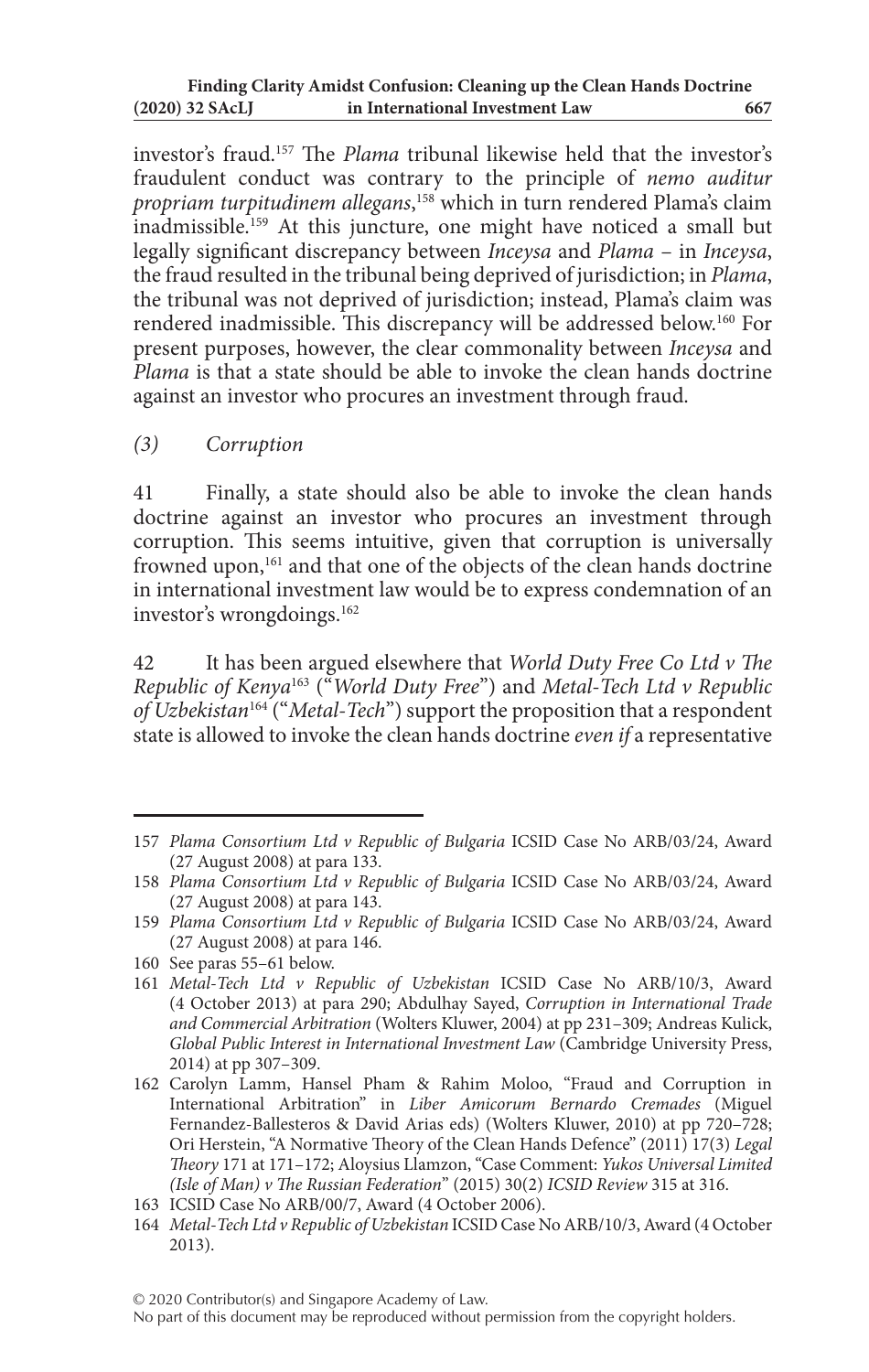investor's fraud.[157] The *Plama* tribunal likewise held that the investor's fraudulent conduct was contrary to the principle of *nemo auditur propriam turpitudinem allegans*,[158] which in turn rendered Plama's claim inadmissible.[159] At this juncture, one might have noticed a small but legally significant discrepancy between *Inceysa* and *Plama* – in *Inceysa*, the fraud resulted in the tribunal being deprived of jurisdiction; in *Plama*, the tribunal was not deprived of jurisdiction; instead, Plama's claim was rendered inadmissible. This discrepancy will be addressed below.[160] For present purposes, however, the clear commonality between *Inceysa* and *Plama* is that a state should be able to invoke the clean hands doctrine against an investor who procures an investment through fraud.

### *(3) Corruption*

41 Finally, a state should also be able to invoke the clean hands doctrine against an investor who procures an investment through corruption. This seems intuitive, given that corruption is universally frowned upon,[161] and that one of the objects of the clean hands doctrine in international investment law would be to express condemnation of an investor's wrongdoings.[162]

42 It has been argued elsewhere that *World Duty Free Co Ltd v The Republic of Kenya*[163] ("*World Duty Free*") and *Metal-Tech Ltd v Republic of Uzbekistan*[164] ("*Metal-Tech*") support the proposition that a respondent state is allowed to invoke the clean hands doctrine *even if* a representative

---

157 *Plama Consortium Ltd v Republic of Bulgaria* ICSID Case No ARB/03/24, Award (27 August 2008) at para 133.

158 *Plama Consortium Ltd v Republic of Bulgaria* ICSID Case No ARB/03/24, Award (27 August 2008) at para 143.

159 *Plama Consortium Ltd v Republic of Bulgaria* ICSID Case No ARB/03/24, Award (27 August 2008) at para 146.

160 See paras 55–61 below.

161 *Metal-Tech Ltd v Republic of Uzbekistan* ICSID Case No ARB/10/3, Award (4 October 2013) at para 290; Abdulhay Sayed, *Corruption in International Trade and Commercial Arbitration* (Wolters Kluwer, 2004) at pp 231–309; Andreas Kulick, *Global Public Interest in International Investment Law* (Cambridge University Press, 2014) at pp 307–309.

162 Carolyn Lamm, Hansel Pham & Rahim Moloo, "Fraud and Corruption in International Arbitration" in *Liber Amicorum Bernardo Cremades* (Miguel Fernandez-Ballesteros & David Arias eds) (Wolters Kluwer, 2010) at pp 720–728; Ori Herstein, "A Normative Theory of the Clean Hands Defence" (2011) 17(3) *Legal Theory* 171 at 171–172; Aloysius Llamzon, "Case Comment: *Yukos Universal Limited (Isle of Man) v The Russian Federation*" (2015) 30(2) *ICSID Review* 315 at 316.

163 ICSID Case No ARB/00/7, Award (4 October 2006).

164 *Metal-Tech Ltd v Republic of Uzbekistan* ICSID Case No ARB/10/3, Award (4 October 2013).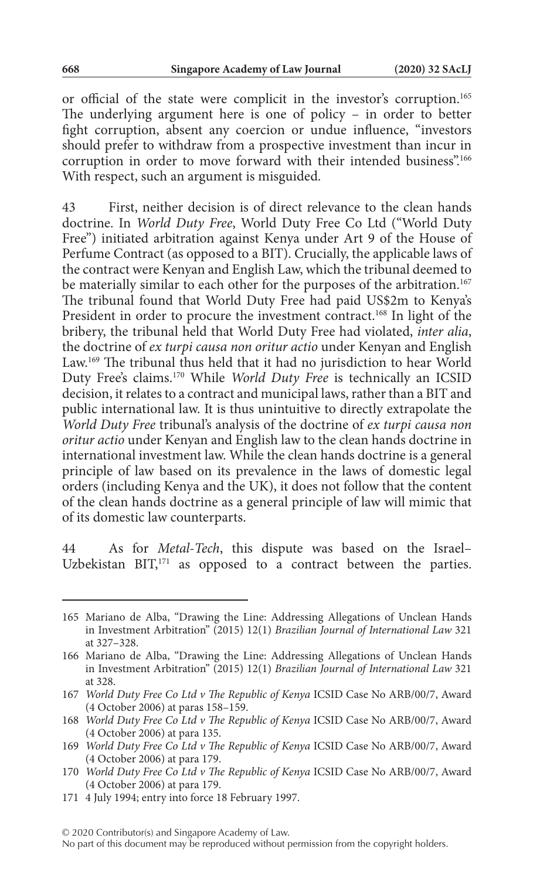or official of the state were complicit in the investor's corruption.[165] The underlying argument here is one of policy – in order to better fight corruption, absent any coercion or undue influence, "investors should prefer to withdraw from a prospective investment than incur in corruption in order to move forward with their intended business".[166] With respect, such an argument is misguided.

43 First, neither decision is of direct relevance to the clean hands doctrine. In *World Duty Free*, World Duty Free Co Ltd ("World Duty Free") initiated arbitration against Kenya under Art 9 of the House of Perfume Contract (as opposed to a BIT). Crucially, the applicable laws of the contract were Kenyan and English Law, which the tribunal deemed to be materially similar to each other for the purposes of the arbitration.[167] The tribunal found that World Duty Free had paid US$2m to Kenya's President in order to procure the investment contract.[168] In light of the bribery, the tribunal held that World Duty Free had violated, *inter alia*, the doctrine of *ex turpi causa non oritur actio* under Kenyan and English Law.[169] The tribunal thus held that it had no jurisdiction to hear World Duty Free's claims.[170] While *World Duty Free* is technically an ICSID decision, it relates to a contract and municipal laws, rather than a BIT and public international law. It is thus unintuitive to directly extrapolate the *World Duty Free* tribunal's analysis of the doctrine of *ex turpi causa non oritur actio* under Kenyan and English law to the clean hands doctrine in international investment law. While the clean hands doctrine is a general principle of law based on its prevalence in the laws of domestic legal orders (including Kenya and the UK), it does not follow that the content of the clean hands doctrine as a general principle of law will mimic that of its domestic law counterparts.

44 As for *Metal-Tech*, this dispute was based on the Israel–Uzbekistan BIT,[171] as opposed to a contract between the parties.

---

165 Mariano de Alba, "Drawing the Line: Addressing Allegations of Unclean Hands in Investment Arbitration" (2015) 12(1) *Brazilian Journal of International Law* 321 at 327–328.

166 Mariano de Alba, "Drawing the Line: Addressing Allegations of Unclean Hands in Investment Arbitration" (2015) 12(1) *Brazilian Journal of International Law* 321 at 328.

167 *World Duty Free Co Ltd v The Republic of Kenya* ICSID Case No ARB/00/7, Award (4 October 2006) at paras 158–159.

168 *World Duty Free Co Ltd v The Republic of Kenya* ICSID Case No ARB/00/7, Award (4 October 2006) at para 135.

169 *World Duty Free Co Ltd v The Republic of Kenya* ICSID Case No ARB/00/7, Award (4 October 2006) at para 179.

170 *World Duty Free Co Ltd v The Republic of Kenya* ICSID Case No ARB/00/7, Award (4 October 2006) at para 179.

171 4 July 1994; entry into force 18 February 1997.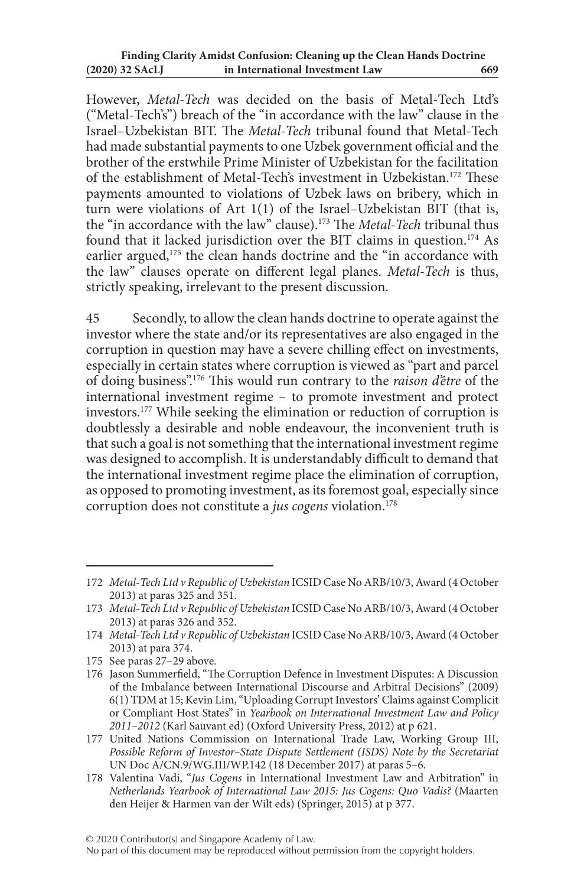However, *Metal-Tech* was decided on the basis of Metal-Tech Ltd's ("Metal-Tech's") breach of the "in accordance with the law" clause in the Israel–Uzbekistan BIT. The *Metal-Tech* tribunal found that Metal-Tech had made substantial payments to one Uzbek government official and the brother of the erstwhile Prime Minister of Uzbekistan for the facilitation of the establishment of Metal-Tech's investment in Uzbekistan.[172] These payments amounted to violations of Uzbek laws on bribery, which in turn were violations of Art 1(1) of the Israel–Uzbekistan BIT (that is, the "in accordance with the law" clause).[173] The *Metal-Tech* tribunal thus found that it lacked jurisdiction over the BIT claims in question.[174] As earlier argued,[175] the clean hands doctrine and the "in accordance with the law" clauses operate on different legal planes. *Metal-Tech* is thus, strictly speaking, irrelevant to the present discussion.

45 Secondly, to allow the clean hands doctrine to operate against the investor where the state and/or its representatives are also engaged in the corruption in question may have a severe chilling effect on investments, especially in certain states where corruption is viewed as "part and parcel of doing business".[176] This would run contrary to the *raison d'être* of the international investment regime – to promote investment and protect investors.[177] While seeking the elimination or reduction of corruption is doubtlessly a desirable and noble endeavour, the inconvenient truth is that such a goal is not something that the international investment regime was designed to accomplish. It is understandably difficult to demand that the international investment regime place the elimination of corruption, as opposed to promoting investment, as its foremost goal, especially since corruption does not constitute a *jus cogens* violation.[178]

---

172 *Metal-Tech Ltd v Republic of Uzbekistan* ICSID Case No ARB/10/3, Award (4 October 2013) at paras 325 and 351.

173 *Metal-Tech Ltd v Republic of Uzbekistan* ICSID Case No ARB/10/3, Award (4 October 2013) at paras 326 and 352.

174 *Metal-Tech Ltd v Republic of Uzbekistan* ICSID Case No ARB/10/3, Award (4 October 2013) at para 374.

175 See paras 27–29 above.

176 Jason Summerfield, "The Corruption Defence in Investment Disputes: A Discussion of the Imbalance between International Discourse and Arbitral Decisions" (2009) 6(1) TDM at 15; Kevin Lim, "Uploading Corrupt Investors' Claims against Complicit or Compliant Host States" in *Yearbook on International Investment Law and Policy 2011–2012* (Karl Sauvant ed) (Oxford University Press, 2012) at p 621.

177 United Nations Commission on International Trade Law, Working Group III, *Possible Reform of Investor–State Dispute Settlement (ISDS) Note by the Secretariat* UN Doc A/CN.9/WG.III/WP.142 (18 December 2017) at paras 5–6.

178 Valentina Vadi, "*Jus Cogens* in International Investment Law and Arbitration" in *Netherlands Yearbook of International Law 2015: Jus Cogens: Quo Vadis?* (Maarten den Heijer & Harmen van der Wilt eds) (Springer, 2015) at p 377.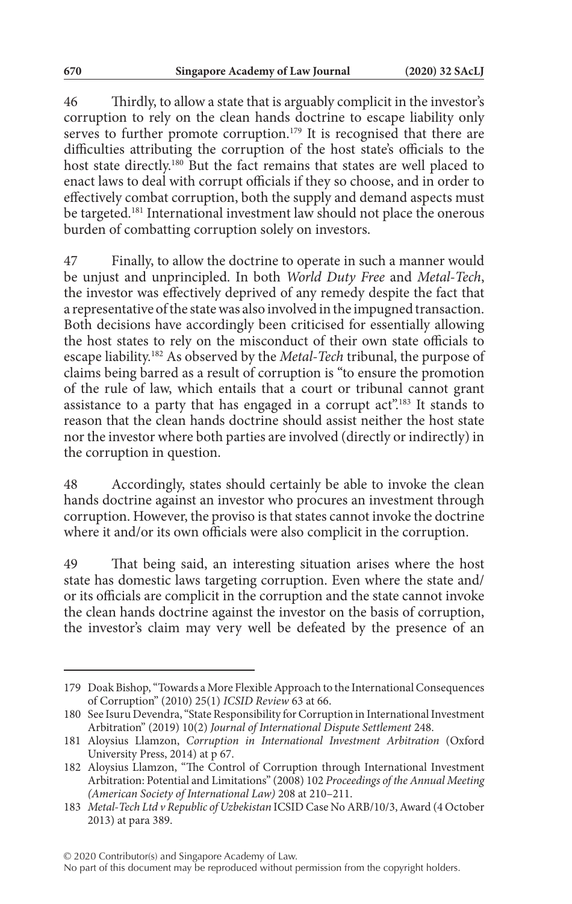46 Thirdly, to allow a state that is arguably complicit in the investor's corruption to rely on the clean hands doctrine to escape liability only serves to further promote corruption.[179] It is recognised that there are difficulties attributing the corruption of the host state's officials to the host state directly.[180] But the fact remains that states are well placed to enact laws to deal with corrupt officials if they so choose, and in order to effectively combat corruption, both the supply and demand aspects must be targeted.[181] International investment law should not place the onerous burden of combatting corruption solely on investors.

47 Finally, to allow the doctrine to operate in such a manner would be unjust and unprincipled. In both *World Duty Free* and *Metal-Tech*, the investor was effectively deprived of any remedy despite the fact that a representative of the state was also involved in the impugned transaction. Both decisions have accordingly been criticised for essentially allowing the host states to rely on the misconduct of their own state officials to escape liability.[182] As observed by the *Metal-Tech* tribunal, the purpose of claims being barred as a result of corruption is "to ensure the promotion of the rule of law, which entails that a court or tribunal cannot grant assistance to a party that has engaged in a corrupt act".[183] It stands to reason that the clean hands doctrine should assist neither the host state nor the investor where both parties are involved (directly or indirectly) in the corruption in question.

48 Accordingly, states should certainly be able to invoke the clean hands doctrine against an investor who procures an investment through corruption. However, the proviso is that states cannot invoke the doctrine where it and/or its own officials were also complicit in the corruption.

49 That being said, an interesting situation arises where the host state has domestic laws targeting corruption. Even where the state and/or its officials are complicit in the corruption and the state cannot invoke the clean hands doctrine against the investor on the basis of corruption, the investor's claim may very well be defeated by the presence of an

---

179 Doak Bishop, "Towards a More Flexible Approach to the International Consequences of Corruption" (2010) 25(1) *ICSID Review* 63 at 66.

180 See Isuru Devendra, "State Responsibility for Corruption in International Investment Arbitration" (2019) 10(2) *Journal of International Dispute Settlement* 248.

181 Aloysius Llamzon, *Corruption in International Investment Arbitration* (Oxford University Press, 2014) at p 67.

182 Aloysius Llamzon, "The Control of Corruption through International Investment Arbitration: Potential and Limitations" (2008) 102 *Proceedings of the Annual Meeting (American Society of International Law)* 208 at 210–211.

183 *Metal-Tech Ltd v Republic of Uzbekistan* ICSID Case No ARB/10/3, Award (4 October 2013) at para 389.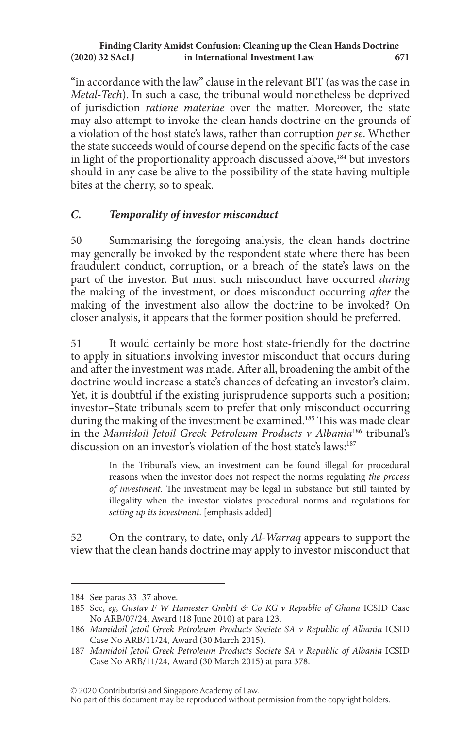"in accordance with the law" clause in the relevant BIT (as was the case in *Metal-Tech*). In such a case, the tribunal would nonetheless be deprived of jurisdiction *ratione materiae* over the matter. Moreover, the state may also attempt to invoke the clean hands doctrine on the grounds of a violation of the host state's laws, rather than corruption *per se*. Whether the state succeeds would of course depend on the specific facts of the case in light of the proportionality approach discussed above,[184] but investors should in any case be alive to the possibility of the state having multiple bites at the cherry, so to speak.

### *C. Temporality of investor misconduct*

50 Summarising the foregoing analysis, the clean hands doctrine may generally be invoked by the respondent state where there has been fraudulent conduct, corruption, or a breach of the state's laws on the part of the investor. But must such misconduct have occurred *during* the making of the investment, or does misconduct occurring *after* the making of the investment also allow the doctrine to be invoked? On closer analysis, it appears that the former position should be preferred.

51 It would certainly be more host state-friendly for the doctrine to apply in situations involving investor misconduct that occurs during and after the investment was made. After all, broadening the ambit of the doctrine would increase a state's chances of defeating an investor's claim. Yet, it is doubtful if the existing jurisprudence supports such a position; investor–State tribunals seem to prefer that only misconduct occurring during the making of the investment be examined.[185] This was made clear in the *Mamidoil Jetoil Greek Petroleum Products v Albania*[186] tribunal's discussion on an investor's violation of the host state's laws:[187]

> In the Tribunal's view, an investment can be found illegal for procedural reasons when the investor does not respect the norms regulating *the process of investment*. The investment may be legal in substance but still tainted by illegality when the investor violates procedural norms and regulations for *setting up its investment*. [emphasis added]

52 On the contrary, to date, only *Al-Warraq* appears to support the view that the clean hands doctrine may apply to investor misconduct that

---

184 See paras 33–37 above.

185 See, *eg*, *Gustav F W Hamester GmbH & Co KG v Republic of Ghana* ICSID Case No ARB/07/24, Award (18 June 2010) at para 123.

186 *Mamidoil Jetoil Greek Petroleum Products Societe SA v Republic of Albania* ICSID Case No ARB/11/24, Award (30 March 2015).

187 *Mamidoil Jetoil Greek Petroleum Products Societe SA v Republic of Albania* ICSID Case No ARB/11/24, Award (30 March 2015) at para 378.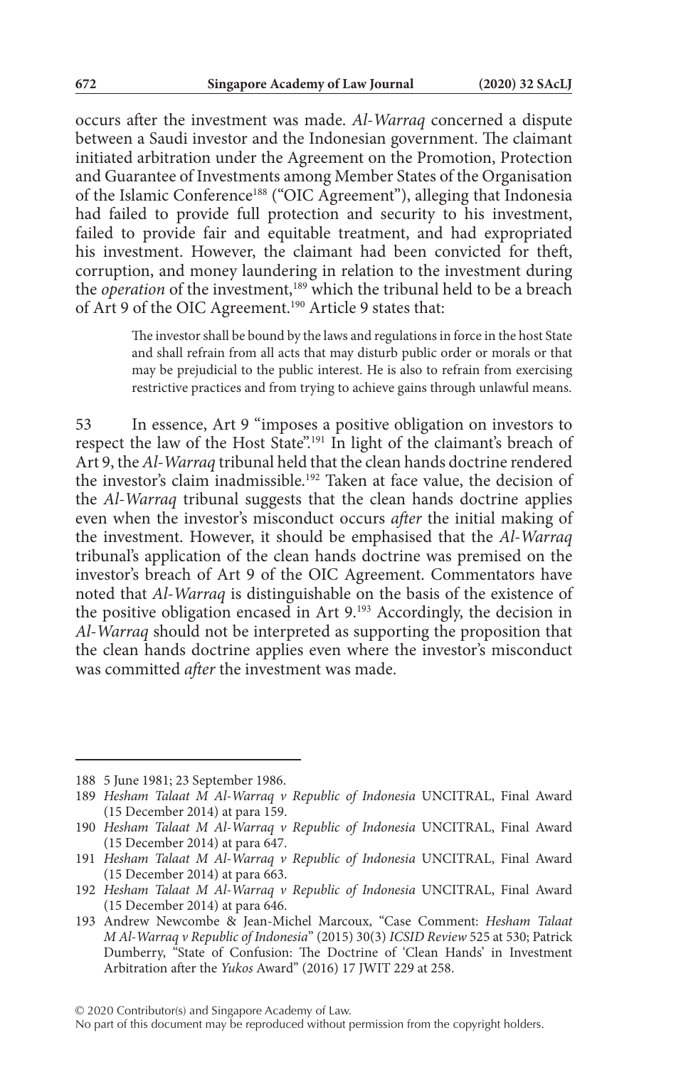occurs after the investment was made. *Al-Warraq* concerned a dispute between a Saudi investor and the Indonesian government. The claimant initiated arbitration under the Agreement on the Promotion, Protection and Guarantee of Investments among Member States of the Organisation of the Islamic Conference[188] ("OIC Agreement"), alleging that Indonesia had failed to provide full protection and security to his investment, failed to provide fair and equitable treatment, and had expropriated his investment. However, the claimant had been convicted for theft, corruption, and money laundering in relation to the investment during the *operation* of the investment,[189] which the tribunal held to be a breach of Art 9 of the OIC Agreement.[190] Article 9 states that:

> The investor shall be bound by the laws and regulations in force in the host State and shall refrain from all acts that may disturb public order or morals or that may be prejudicial to the public interest. He is also to refrain from exercising restrictive practices and from trying to achieve gains through unlawful means.

53 In essence, Art 9 "imposes a positive obligation on investors to respect the law of the Host State".[191] In light of the claimant's breach of Art 9, the *Al-Warraq* tribunal held that the clean hands doctrine rendered the investor's claim inadmissible.[192] Taken at face value, the decision of the *Al-Warraq* tribunal suggests that the clean hands doctrine applies even when the investor's misconduct occurs *after* the initial making of the investment. However, it should be emphasised that the *Al-Warraq* tribunal's application of the clean hands doctrine was premised on the investor's breach of Art 9 of the OIC Agreement. Commentators have noted that *Al-Warraq* is distinguishable on the basis of the existence of the positive obligation encased in Art 9.[193] Accordingly, the decision in *Al-Warraq* should not be interpreted as supporting the proposition that the clean hands doctrine applies even where the investor's misconduct was committed *after* the investment was made.

---

188 5 June 1981; 23 September 1986.

189 *Hesham Talaat M Al-Warraq v Republic of Indonesia* UNCITRAL, Final Award (15 December 2014) at para 159.

190 *Hesham Talaat M Al-Warraq v Republic of Indonesia* UNCITRAL, Final Award (15 December 2014) at para 647.

191 *Hesham Talaat M Al-Warraq v Republic of Indonesia* UNCITRAL, Final Award (15 December 2014) at para 663.

192 *Hesham Talaat M Al-Warraq v Republic of Indonesia* UNCITRAL, Final Award (15 December 2014) at para 646.

193 Andrew Newcombe & Jean-Michel Marcoux, "Case Comment: *Hesham Talaat M Al-Warraq v Republic of Indonesia*" (2015) 30(3) *ICSID Review* 525 at 530; Patrick Dumberry, "State of Confusion: The Doctrine of 'Clean Hands' in Investment Arbitration after the *Yukos* Award" (2016) 17 JWIT 229 at 258.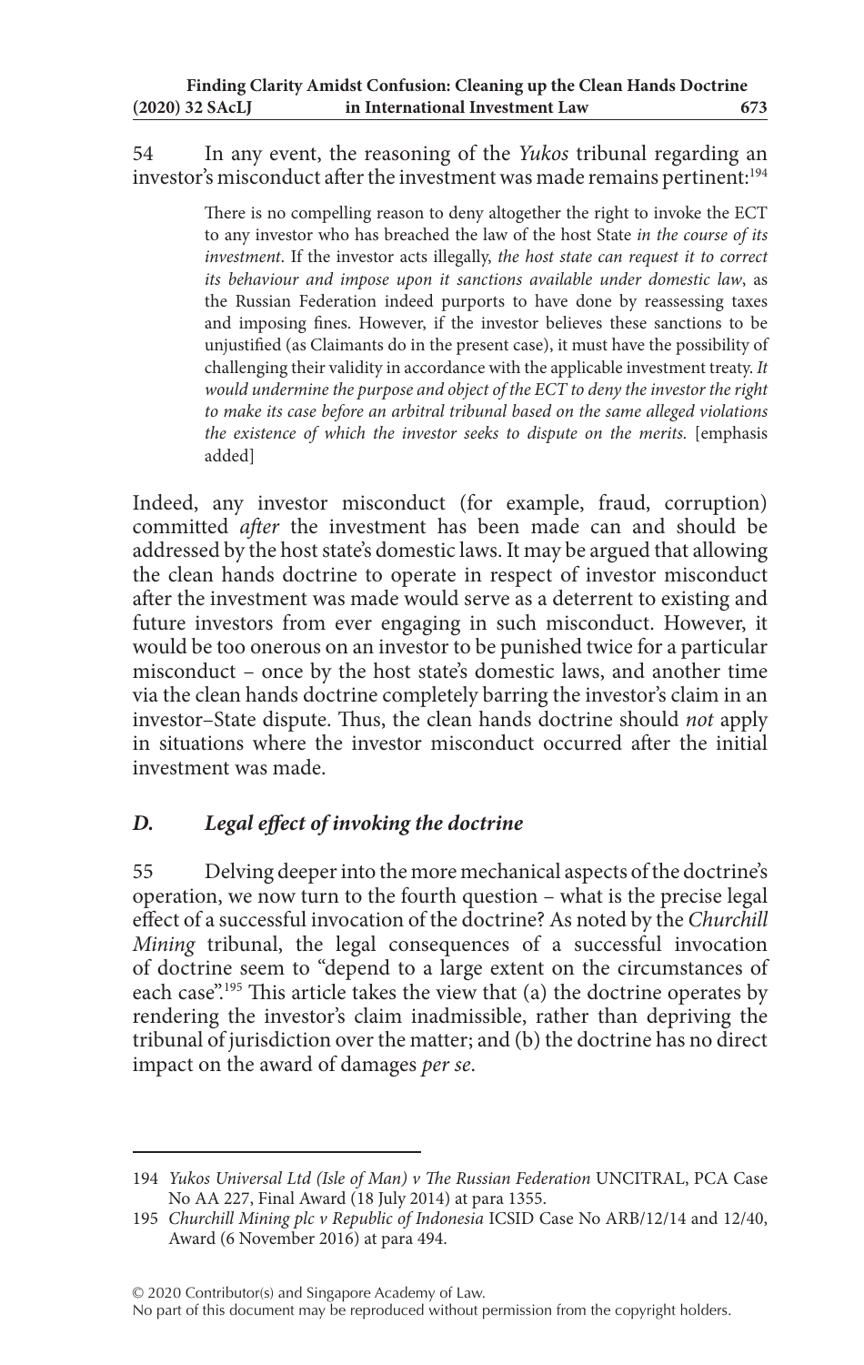54 In any event, the reasoning of the *Yukos* tribunal regarding an investor's misconduct after the investment was made remains pertinent:[194]

> There is no compelling reason to deny altogether the right to invoke the ECT to any investor who has breached the law of the host State *in the course of its investment*. If the investor acts illegally, *the host state can request it to correct its behaviour and impose upon it sanctions available under domestic law*, as the Russian Federation indeed purports to have done by reassessing taxes and imposing fines. However, if the investor believes these sanctions to be unjustified (as Claimants do in the present case), it must have the possibility of challenging their validity in accordance with the applicable investment treaty. *It would undermine the purpose and object of the ECT to deny the investor the right to make its case before an arbitral tribunal based on the same alleged violations the existence of which the investor seeks to dispute on the merits.* [emphasis added]

Indeed, any investor misconduct (for example, fraud, corruption) committed *after* the investment has been made can and should be addressed by the host state's domestic laws. It may be argued that allowing the clean hands doctrine to operate in respect of investor misconduct after the investment was made would serve as a deterrent to existing and future investors from ever engaging in such misconduct. However, it would be too onerous on an investor to be punished twice for a particular misconduct – once by the host state's domestic laws, and another time via the clean hands doctrine completely barring the investor's claim in an investor–State dispute. Thus, the clean hands doctrine should *not* apply in situations where the investor misconduct occurred after the initial investment was made.

## *D. Legal effect of invoking the doctrine*

55 Delving deeper into the more mechanical aspects of the doctrine's operation, we now turn to the fourth question – what is the precise legal effect of a successful invocation of the doctrine? As noted by the *Churchill Mining* tribunal, the legal consequences of a successful invocation of doctrine seem to "depend to a large extent on the circumstances of each case".[195] This article takes the view that (a) the doctrine operates by rendering the investor's claim inadmissible, rather than depriving the tribunal of jurisdiction over the matter; and (b) the doctrine has no direct impact on the award of damages *per se*.

---

194 *Yukos Universal Ltd (Isle of Man) v The Russian Federation* UNCITRAL, PCA Case No AA 227, Final Award (18 July 2014) at para 1355.

195 *Churchill Mining plc v Republic of Indonesia* ICSID Case No ARB/12/14 and 12/40, Award (6 November 2016) at para 494.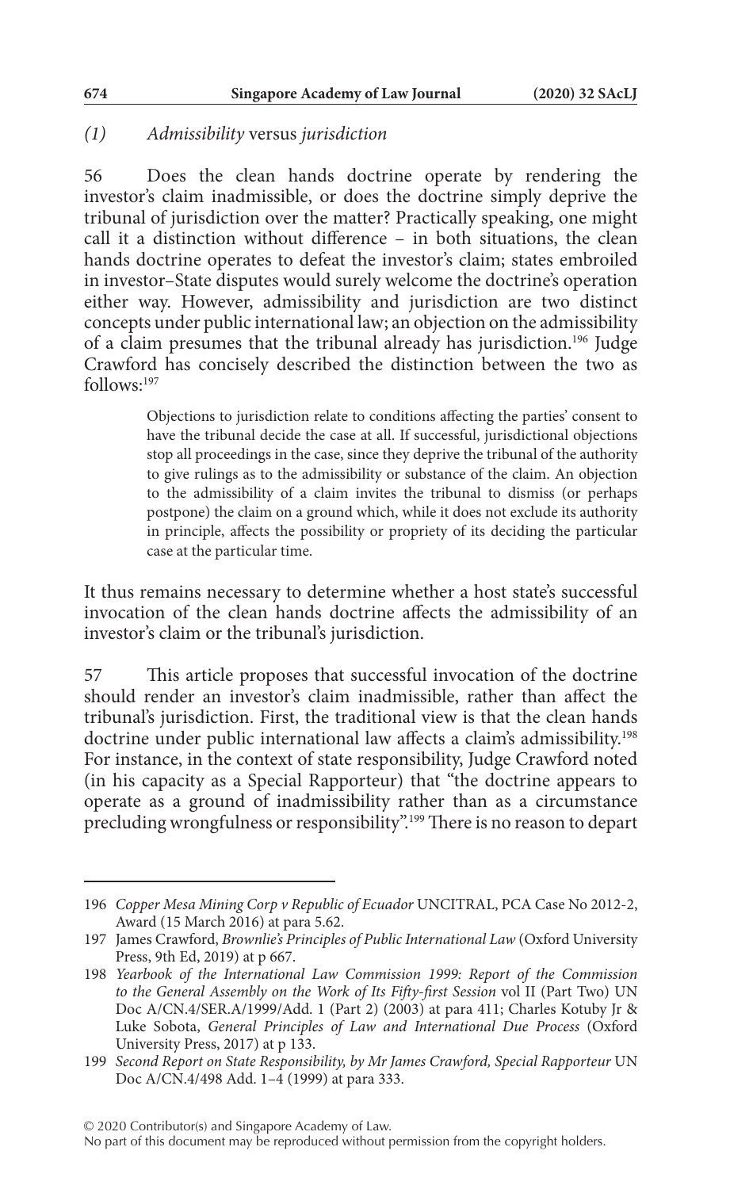### *(1) Admissibility* versus *jurisdiction*

56 Does the clean hands doctrine operate by rendering the investor's claim inadmissible, or does the doctrine simply deprive the tribunal of jurisdiction over the matter? Practically speaking, one might call it a distinction without difference – in both situations, the clean hands doctrine operates to defeat the investor's claim; states embroiled in investor–State disputes would surely welcome the doctrine's operation either way. However, admissibility and jurisdiction are two distinct concepts under public international law; an objection on the admissibility of a claim presumes that the tribunal already has jurisdiction.[196] Judge Crawford has concisely described the distinction between the two as follows:[197]

> Objections to jurisdiction relate to conditions affecting the parties' consent to have the tribunal decide the case at all. If successful, jurisdictional objections stop all proceedings in the case, since they deprive the tribunal of the authority to give rulings as to the admissibility or substance of the claim. An objection to the admissibility of a claim invites the tribunal to dismiss (or perhaps postpone) the claim on a ground which, while it does not exclude its authority in principle, affects the possibility or propriety of its deciding the particular case at the particular time.

It thus remains necessary to determine whether a host state's successful invocation of the clean hands doctrine affects the admissibility of an investor's claim or the tribunal's jurisdiction.

57 This article proposes that successful invocation of the doctrine should render an investor's claim inadmissible, rather than affect the tribunal's jurisdiction. First, the traditional view is that the clean hands doctrine under public international law affects a claim's admissibility.[198] For instance, in the context of state responsibility, Judge Crawford noted (in his capacity as a Special Rapporteur) that "the doctrine appears to operate as a ground of inadmissibility rather than as a circumstance precluding wrongfulness or responsibility".[199] There is no reason to depart

---

196 *Copper Mesa Mining Corp v Republic of Ecuador* UNCITRAL, PCA Case No 2012-2, Award (15 March 2016) at para 5.62.

197 James Crawford, *Brownlie's Principles of Public International Law* (Oxford University Press, 9th Ed, 2019) at p 667.

198 *Yearbook of the International Law Commission 1999: Report of the Commission to the General Assembly on the Work of Its Fifty-first Session* vol II (Part Two) UN Doc A/CN.4/SER.A/1999/Add. 1 (Part 2) (2003) at para 411; Charles Kotuby Jr & Luke Sobota, *General Principles of Law and International Due Process* (Oxford University Press, 2017) at p 133.

199 *Second Report on State Responsibility, by Mr James Crawford, Special Rapporteur* UN Doc A/CN.4/498 Add. 1–4 (1999) at para 333.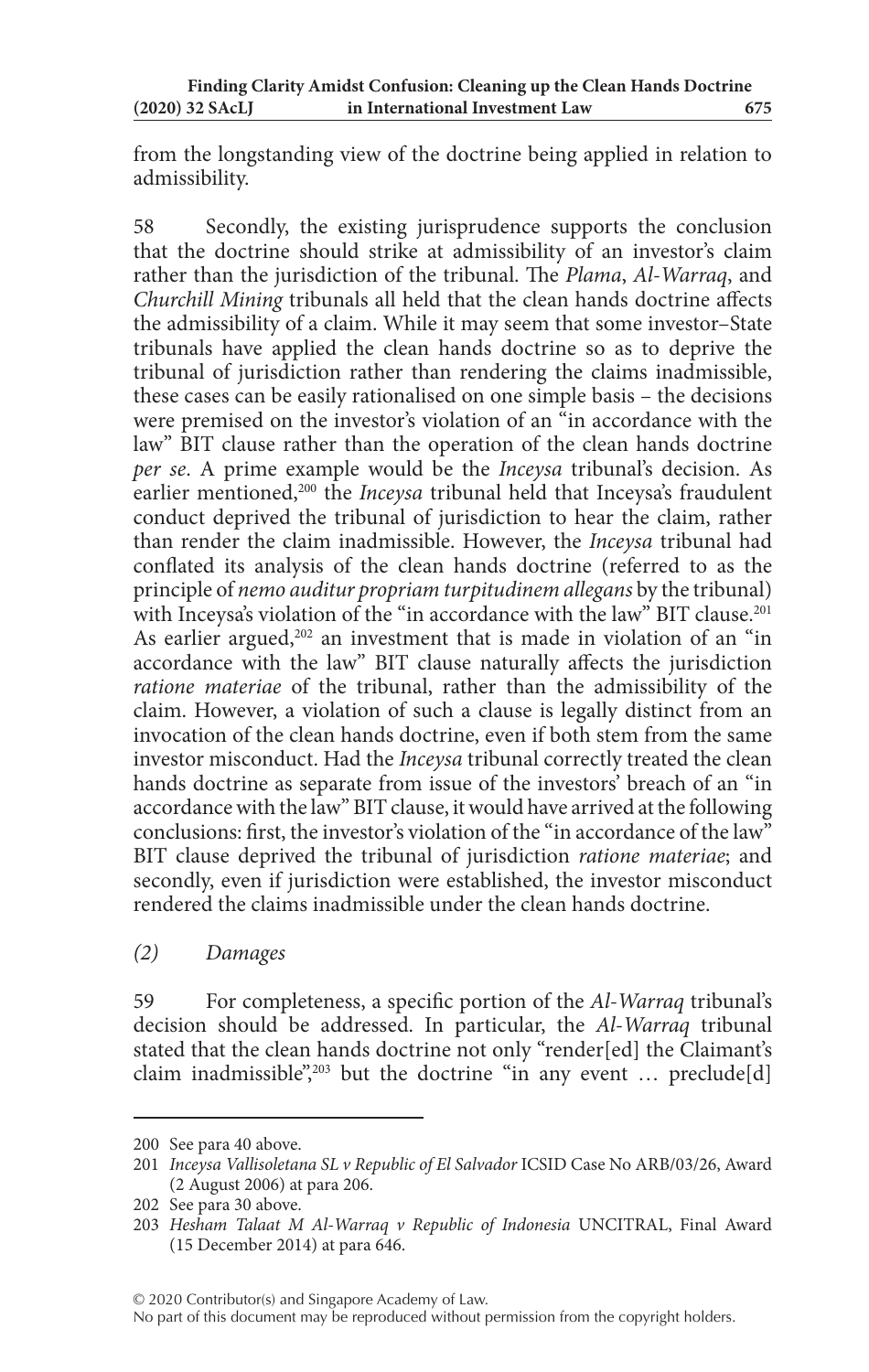from the longstanding view of the doctrine being applied in relation to admissibility.

58 Secondly, the existing jurisprudence supports the conclusion that the doctrine should strike at admissibility of an investor's claim rather than the jurisdiction of the tribunal. The *Plama*, *Al-Warraq*, and *Churchill Mining* tribunals all held that the clean hands doctrine affects the admissibility of a claim. While it may seem that some investor–State tribunals have applied the clean hands doctrine so as to deprive the tribunal of jurisdiction rather than rendering the claims inadmissible, these cases can be easily rationalised on one simple basis – the decisions were premised on the investor's violation of an "in accordance with the law" BIT clause rather than the operation of the clean hands doctrine *per se*. A prime example would be the *Inceysa* tribunal's decision. As earlier mentioned,[200] the *Inceysa* tribunal held that Inceysa's fraudulent conduct deprived the tribunal of jurisdiction to hear the claim, rather than render the claim inadmissible. However, the *Inceysa* tribunal had conflated its analysis of the clean hands doctrine (referred to as the principle of *nemo auditur propriam turpitudinem allegans* by the tribunal) with Inceysa's violation of the "in accordance with the law" BIT clause.[201] As earlier argued,[202] an investment that is made in violation of an "in accordance with the law" BIT clause naturally affects the jurisdiction *ratione materiae* of the tribunal, rather than the admissibility of the claim. However, a violation of such a clause is legally distinct from an invocation of the clean hands doctrine, even if both stem from the same investor misconduct. Had the *Inceysa* tribunal correctly treated the clean hands doctrine as separate from issue of the investors' breach of an "in accordance with the law" BIT clause, it would have arrived at the following conclusions: first, the investor's violation of the "in accordance of the law" BIT clause deprived the tribunal of jurisdiction *ratione materiae*; and secondly, even if jurisdiction were established, the investor misconduct rendered the claims inadmissible under the clean hands doctrine.

*(2) Damages*

59 For completeness, a specific portion of the *Al-Warraq* tribunal's decision should be addressed. In particular, the *Al-Warraq* tribunal stated that the clean hands doctrine not only "render[ed] the Claimant's claim inadmissible",[203] but the doctrine "in any event … preclude[d]

---

200 See para 40 above.

201 *Inceysa Vallisoletana SL v Republic of El Salvador* ICSID Case No ARB/03/26, Award (2 August 2006) at para 206.

202 See para 30 above.

203 *Hesham Talaat M Al-Warraq v Republic of Indonesia* UNCITRAL, Final Award (15 December 2014) at para 646.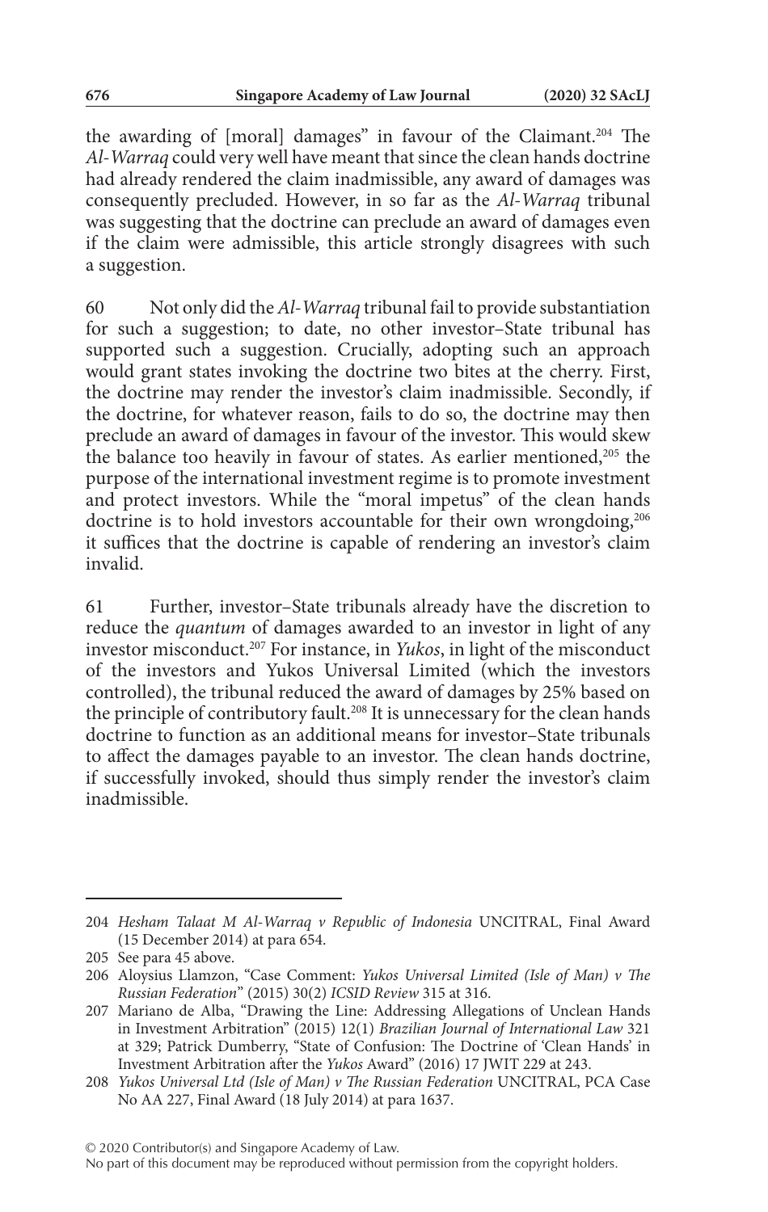the awarding of [moral] damages" in favour of the Claimant.[204] The *Al-Warraq* could very well have meant that since the clean hands doctrine had already rendered the claim inadmissible, any award of damages was consequently precluded. However, in so far as the *Al-Warraq* tribunal was suggesting that the doctrine can preclude an award of damages even if the claim were admissible, this article strongly disagrees with such a suggestion.

60 Not only did the *Al-Warraq* tribunal fail to provide substantiation for such a suggestion; to date, no other investor–State tribunal has supported such a suggestion. Crucially, adopting such an approach would grant states invoking the doctrine two bites at the cherry. First, the doctrine may render the investor's claim inadmissible. Secondly, if the doctrine, for whatever reason, fails to do so, the doctrine may then preclude an award of damages in favour of the investor. This would skew the balance too heavily in favour of states. As earlier mentioned,[205] the purpose of the international investment regime is to promote investment and protect investors. While the "moral impetus" of the clean hands doctrine is to hold investors accountable for their own wrongdoing,[206] it suffices that the doctrine is capable of rendering an investor's claim invalid.

61 Further, investor–State tribunals already have the discretion to reduce the *quantum* of damages awarded to an investor in light of any investor misconduct.[207] For instance, in *Yukos*, in light of the misconduct of the investors and Yukos Universal Limited (which the investors controlled), the tribunal reduced the award of damages by 25% based on the principle of contributory fault.[208] It is unnecessary for the clean hands doctrine to function as an additional means for investor–State tribunals to affect the damages payable to an investor. The clean hands doctrine, if successfully invoked, should thus simply render the investor's claim inadmissible.

---

204 *Hesham Talaat M Al-Warraq v Republic of Indonesia* UNCITRAL, Final Award (15 December 2014) at para 654.

205 See para 45 above.

206 Aloysius Llamzon, "Case Comment: *Yukos Universal Limited (Isle of Man) v The Russian Federation*" (2015) 30(2) *ICSID Review* 315 at 316.

207 Mariano de Alba, "Drawing the Line: Addressing Allegations of Unclean Hands in Investment Arbitration" (2015) 12(1) *Brazilian Journal of International Law* 321 at 329; Patrick Dumberry, "State of Confusion: The Doctrine of 'Clean Hands' in Investment Arbitration after the *Yukos* Award" (2016) 17 JWIT 229 at 243.

208 *Yukos Universal Ltd (Isle of Man) v The Russian Federation* UNCITRAL, PCA Case No AA 227, Final Award (18 July 2014) at para 1637.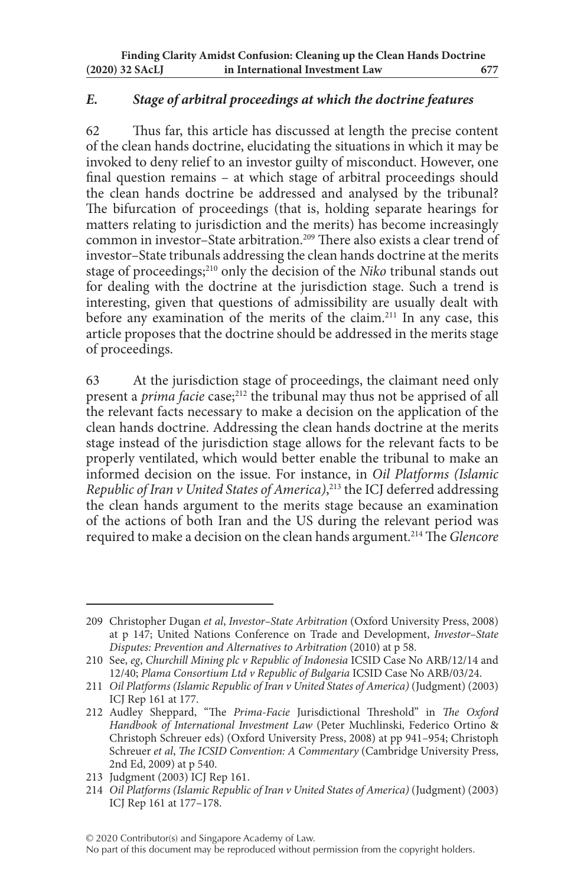### *E. Stage of arbitral proceedings at which the doctrine features*

62 Thus far, this article has discussed at length the precise content of the clean hands doctrine, elucidating the situations in which it may be invoked to deny relief to an investor guilty of misconduct. However, one final question remains – at which stage of arbitral proceedings should the clean hands doctrine be addressed and analysed by the tribunal? The bifurcation of proceedings (that is, holding separate hearings for matters relating to jurisdiction and the merits) has become increasingly common in investor–State arbitration.[209] There also exists a clear trend of investor–State tribunals addressing the clean hands doctrine at the merits stage of proceedings;[210] only the decision of the *Niko* tribunal stands out for dealing with the doctrine at the jurisdiction stage. Such a trend is interesting, given that questions of admissibility are usually dealt with before any examination of the merits of the claim.[211] In any case, this article proposes that the doctrine should be addressed in the merits stage of proceedings.

63 At the jurisdiction stage of proceedings, the claimant need only present a *prima facie* case;[212] the tribunal may thus not be apprised of all the relevant facts necessary to make a decision on the application of the clean hands doctrine. Addressing the clean hands doctrine at the merits stage instead of the jurisdiction stage allows for the relevant facts to be properly ventilated, which would better enable the tribunal to make an informed decision on the issue. For instance, in *Oil Platforms (Islamic Republic of Iran v United States of America)*,[213] the ICJ deferred addressing the clean hands argument to the merits stage because an examination of the actions of both Iran and the US during the relevant period was required to make a decision on the clean hands argument.[214] The *Glencore*

---

209 Christopher Dugan *et al*, *Investor–State Arbitration* (Oxford University Press, 2008) at p 147; United Nations Conference on Trade and Development, *Investor–State Disputes: Prevention and Alternatives to Arbitration* (2010) at p 58.

210 See, *eg*, *Churchill Mining plc v Republic of Indonesia* ICSID Case No ARB/12/14 and 12/40; *Plama Consortium Ltd v Republic of Bulgaria* ICSID Case No ARB/03/24.

211 *Oil Platforms (Islamic Republic of Iran v United States of America)* (Judgment) (2003) ICJ Rep 161 at 177.

212 Audley Sheppard, "The *Prima-Facie* Jurisdictional Threshold" in *The Oxford Handbook of International Investment Law* (Peter Muchlinski, Federico Ortino & Christoph Schreuer eds) (Oxford University Press, 2008) at pp 941–954; Christoph Schreuer *et al*, *The ICSID Convention: A Commentary* (Cambridge University Press, 2nd Ed, 2009) at p 540.

213 Judgment (2003) ICJ Rep 161.

214 *Oil Platforms (Islamic Republic of Iran v United States of America)* (Judgment) (2003) ICJ Rep 161 at 177–178.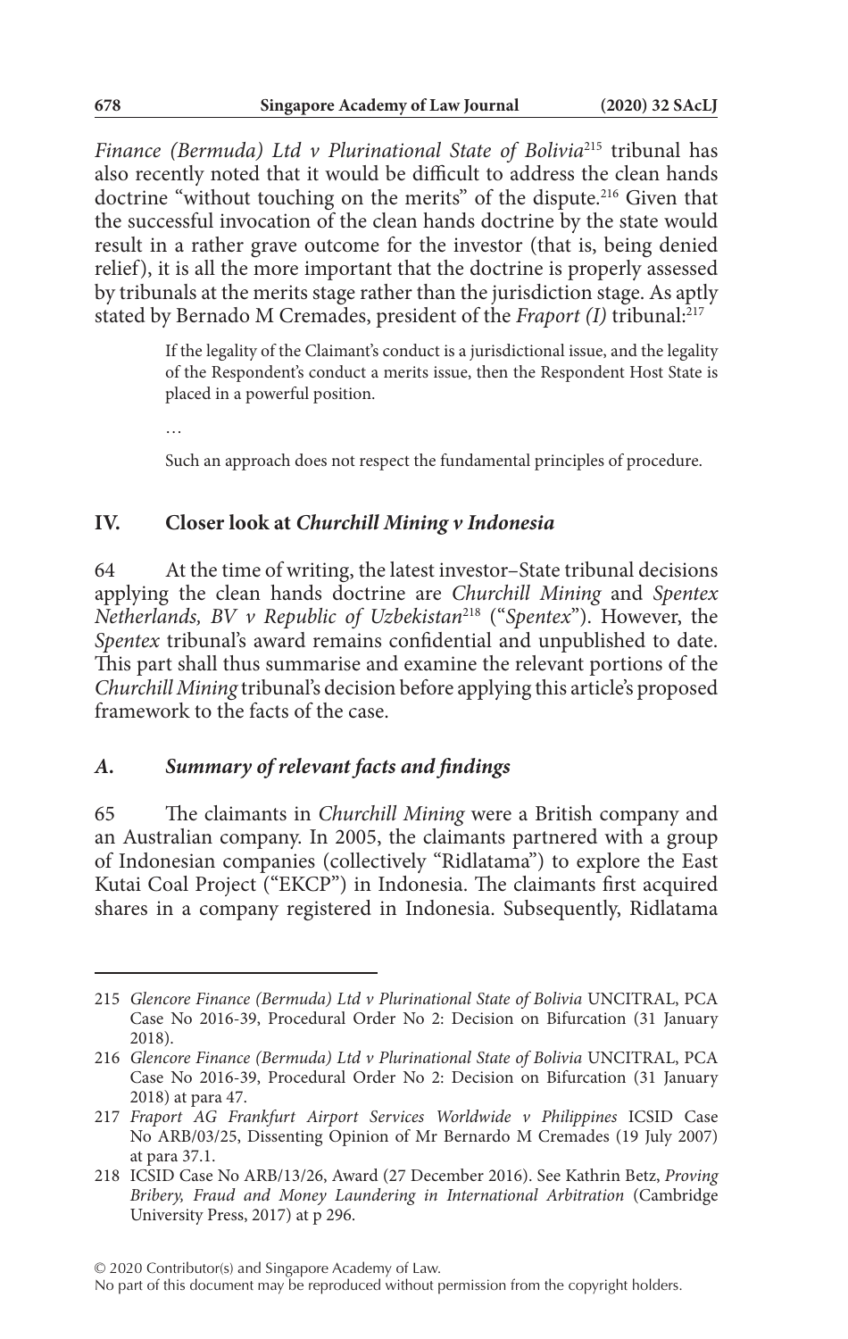*Finance (Bermuda) Ltd v Plurinational State of Bolivia*[215] tribunal has also recently noted that it would be difficult to address the clean hands doctrine "without touching on the merits" of the dispute.[216] Given that the successful invocation of the clean hands doctrine by the state would result in a rather grave outcome for the investor (that is, being denied relief), it is all the more important that the doctrine is properly assessed by tribunals at the merits stage rather than the jurisdiction stage. As aptly stated by Bernado M Cremades, president of the *Fraport (I)* tribunal:[217]

> If the legality of the Claimant's conduct is a jurisdictional issue, and the legality of the Respondent's conduct a merits issue, then the Respondent Host State is placed in a powerful position.
>
> …
>
> Such an approach does not respect the fundamental principles of procedure.

## IV. Closer look at *Churchill Mining v Indonesia*

64 At the time of writing, the latest investor–State tribunal decisions applying the clean hands doctrine are *Churchill Mining* and *Spentex Netherlands, BV v Republic of Uzbekistan*[218] ("*Spentex*"). However, the *Spentex* tribunal's award remains confidential and unpublished to date. This part shall thus summarise and examine the relevant portions of the *Churchill Mining* tribunal's decision before applying this article's proposed framework to the facts of the case.

### *A. Summary of relevant facts and findings*

65 The claimants in *Churchill Mining* were a British company and an Australian company. In 2005, the claimants partnered with a group of Indonesian companies (collectively "Ridlatama") to explore the East Kutai Coal Project ("EKCP") in Indonesia. The claimants first acquired shares in a company registered in Indonesia. Subsequently, Ridlatama

---

215 *Glencore Finance (Bermuda) Ltd v Plurinational State of Bolivia* UNCITRAL, PCA Case No 2016-39, Procedural Order No 2: Decision on Bifurcation (31 January 2018).

216 *Glencore Finance (Bermuda) Ltd v Plurinational State of Bolivia* UNCITRAL, PCA Case No 2016-39, Procedural Order No 2: Decision on Bifurcation (31 January 2018) at para 47.

217 *Fraport AG Frankfurt Airport Services Worldwide v Philippines* ICSID Case No ARB/03/25, Dissenting Opinion of Mr Bernardo M Cremades (19 July 2007) at para 37.1.

218 ICSID Case No ARB/13/26, Award (27 December 2016). See Kathrin Betz, *Proving Bribery, Fraud and Money Laundering in International Arbitration* (Cambridge University Press, 2017) at p 296.

© 2020 Contributor(s) and Singapore Academy of Law.
No part of this document may be reproduced without permission from the copyright holders.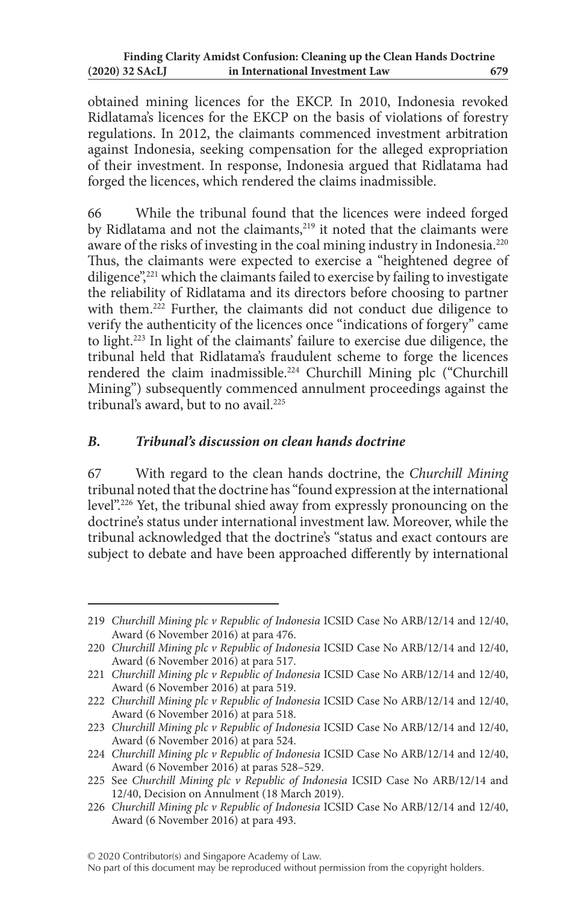obtained mining licences for the EKCP. In 2010, Indonesia revoked Ridlatama's licences for the EKCP on the basis of violations of forestry regulations. In 2012, the claimants commenced investment arbitration against Indonesia, seeking compensation for the alleged expropriation of their investment. In response, Indonesia argued that Ridlatama had forged the licences, which rendered the claims inadmissible.

66 While the tribunal found that the licences were indeed forged by Ridlatama and not the claimants,[219] it noted that the claimants were aware of the risks of investing in the coal mining industry in Indonesia.[220] Thus, the claimants were expected to exercise a "heightened degree of diligence",[221] which the claimants failed to exercise by failing to investigate the reliability of Ridlatama and its directors before choosing to partner with them.[222] Further, the claimants did not conduct due diligence to verify the authenticity of the licences once "indications of forgery" came to light.[223] In light of the claimants' failure to exercise due diligence, the tribunal held that Ridlatama's fraudulent scheme to forge the licences rendered the claim inadmissible.[224] Churchill Mining plc ("Churchill Mining") subsequently commenced annulment proceedings against the tribunal's award, but to no avail.[225]

## *B. Tribunal's discussion on clean hands doctrine*

67 With regard to the clean hands doctrine, the *Churchill Mining* tribunal noted that the doctrine has "found expression at the international level".[226] Yet, the tribunal shied away from expressly pronouncing on the doctrine's status under international investment law. Moreover, while the tribunal acknowledged that the doctrine's "status and exact contours are subject to debate and have been approached differently by international

---

219 *Churchill Mining plc v Republic of Indonesia* ICSID Case No ARB/12/14 and 12/40, Award (6 November 2016) at para 476.

220 *Churchill Mining plc v Republic of Indonesia* ICSID Case No ARB/12/14 and 12/40, Award (6 November 2016) at para 517.

221 *Churchill Mining plc v Republic of Indonesia* ICSID Case No ARB/12/14 and 12/40, Award (6 November 2016) at para 519.

222 *Churchill Mining plc v Republic of Indonesia* ICSID Case No ARB/12/14 and 12/40, Award (6 November 2016) at para 518.

223 *Churchill Mining plc v Republic of Indonesia* ICSID Case No ARB/12/14 and 12/40, Award (6 November 2016) at para 524.

224 *Churchill Mining plc v Republic of Indonesia* ICSID Case No ARB/12/14 and 12/40, Award (6 November 2016) at paras 528–529.

225 See *Churchill Mining plc v Republic of Indonesia* ICSID Case No ARB/12/14 and 12/40, Decision on Annulment (18 March 2019).

226 *Churchill Mining plc v Republic of Indonesia* ICSID Case No ARB/12/14 and 12/40, Award (6 November 2016) at para 493.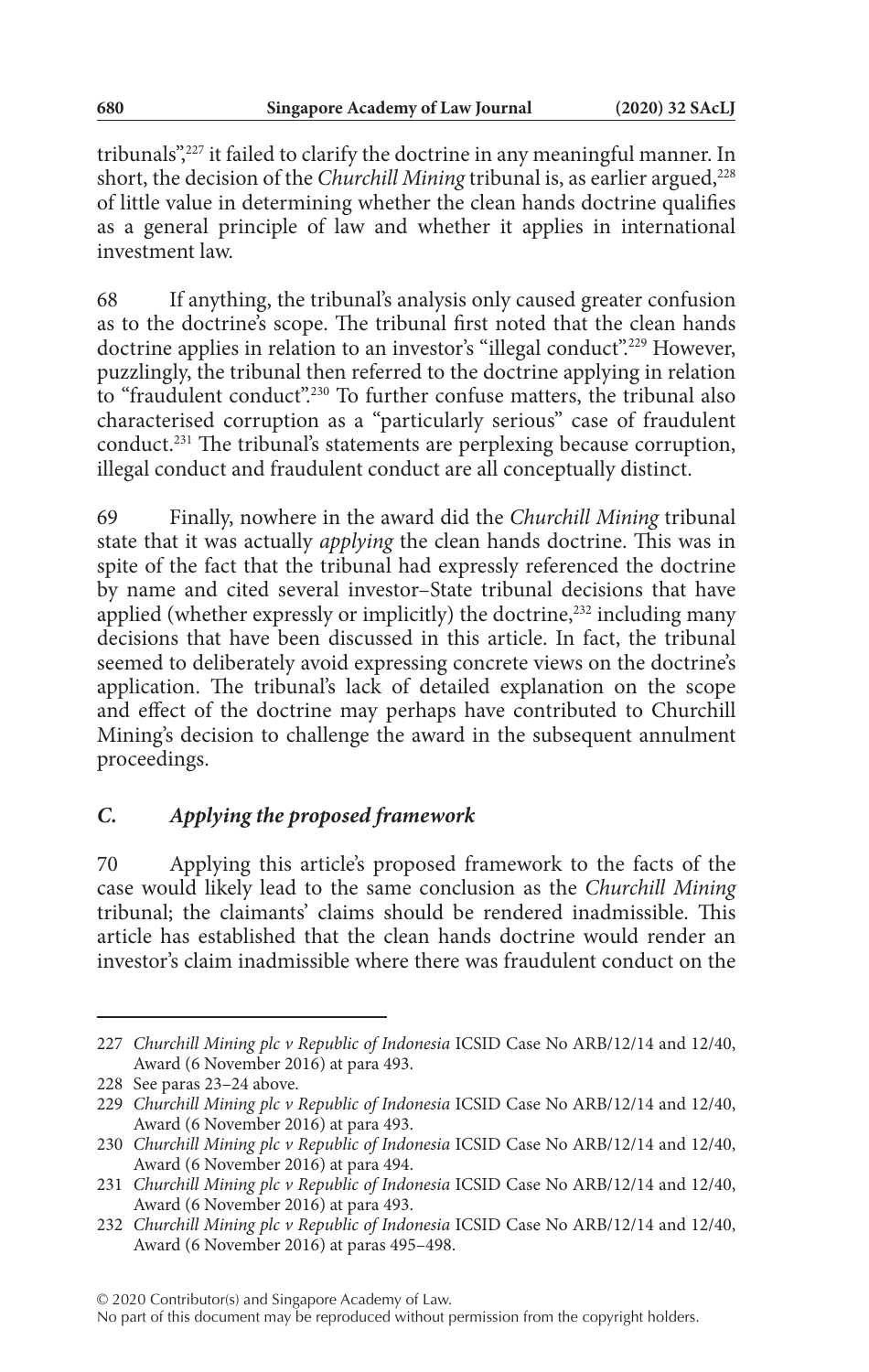tribunals",[227] it failed to clarify the doctrine in any meaningful manner. In short, the decision of the *Churchill Mining* tribunal is, as earlier argued,[228] of little value in determining whether the clean hands doctrine qualifies as a general principle of law and whether it applies in international investment law.

68 If anything, the tribunal's analysis only caused greater confusion as to the doctrine's scope. The tribunal first noted that the clean hands doctrine applies in relation to an investor's "illegal conduct".[229] However, puzzlingly, the tribunal then referred to the doctrine applying in relation to "fraudulent conduct".[230] To further confuse matters, the tribunal also characterised corruption as a "particularly serious" case of fraudulent conduct.[231] The tribunal's statements are perplexing because corruption, illegal conduct and fraudulent conduct are all conceptually distinct.

69 Finally, nowhere in the award did the *Churchill Mining* tribunal state that it was actually *applying* the clean hands doctrine. This was in spite of the fact that the tribunal had expressly referenced the doctrine by name and cited several investor–State tribunal decisions that have applied (whether expressly or implicitly) the doctrine,[232] including many decisions that have been discussed in this article. In fact, the tribunal seemed to deliberately avoid expressing concrete views on the doctrine's application. The tribunal's lack of detailed explanation on the scope and effect of the doctrine may perhaps have contributed to Churchill Mining's decision to challenge the award in the subsequent annulment proceedings.

### *C. Applying the proposed framework*

70 Applying this article's proposed framework to the facts of the case would likely lead to the same conclusion as the *Churchill Mining* tribunal; the claimants' claims should be rendered inadmissible. This article has established that the clean hands doctrine would render an investor's claim inadmissible where there was fraudulent conduct on the

---

227 *Churchill Mining plc v Republic of Indonesia* ICSID Case No ARB/12/14 and 12/40, Award (6 November 2016) at para 493.

228 See paras 23–24 above.

229 *Churchill Mining plc v Republic of Indonesia* ICSID Case No ARB/12/14 and 12/40, Award (6 November 2016) at para 493.

230 *Churchill Mining plc v Republic of Indonesia* ICSID Case No ARB/12/14 and 12/40, Award (6 November 2016) at para 494.

231 *Churchill Mining plc v Republic of Indonesia* ICSID Case No ARB/12/14 and 12/40, Award (6 November 2016) at para 493.

232 *Churchill Mining plc v Republic of Indonesia* ICSID Case No ARB/12/14 and 12/40, Award (6 November 2016) at paras 495–498.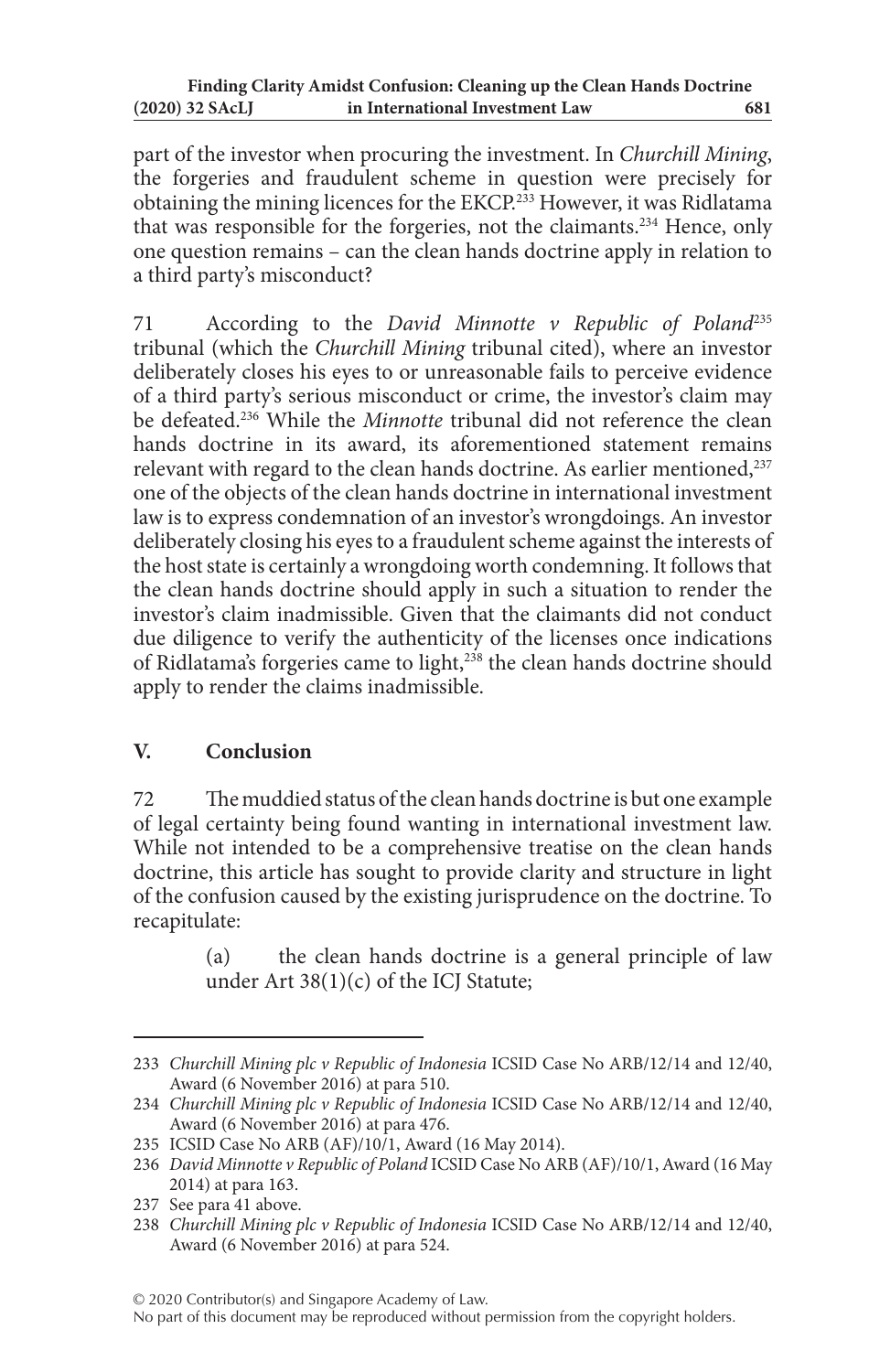part of the investor when procuring the investment. In *Churchill Mining*, the forgeries and fraudulent scheme in question were precisely for obtaining the mining licences for the EKCP.[233] However, it was Ridlatama that was responsible for the forgeries, not the claimants.[234] Hence, only one question remains – can the clean hands doctrine apply in relation to a third party's misconduct?

71 According to the *David Minnotte v Republic of Poland*[235] tribunal (which the *Churchill Mining* tribunal cited), where an investor deliberately closes his eyes to or unreasonable fails to perceive evidence of a third party's serious misconduct or crime, the investor's claim may be defeated.[236] While the *Minnotte* tribunal did not reference the clean hands doctrine in its award, its aforementioned statement remains relevant with regard to the clean hands doctrine. As earlier mentioned,[237] one of the objects of the clean hands doctrine in international investment law is to express condemnation of an investor's wrongdoings. An investor deliberately closing his eyes to a fraudulent scheme against the interests of the host state is certainly a wrongdoing worth condemning. It follows that the clean hands doctrine should apply in such a situation to render the investor's claim inadmissible. Given that the claimants did not conduct due diligence to verify the authenticity of the licenses once indications of Ridlatama's forgeries came to light,[238] the clean hands doctrine should apply to render the claims inadmissible.

## V. Conclusion

72 The muddied status of the clean hands doctrine is but one example of legal certainty being found wanting in international investment law. While not intended to be a comprehensive treatise on the clean hands doctrine, this article has sought to provide clarity and structure in light of the confusion caused by the existing jurisprudence on the doctrine. To recapitulate:

> (a) the clean hands doctrine is a general principle of law under Art 38(1)(c) of the ICJ Statute;

---

233 *Churchill Mining plc v Republic of Indonesia* ICSID Case No ARB/12/14 and 12/40, Award (6 November 2016) at para 510.

234 *Churchill Mining plc v Republic of Indonesia* ICSID Case No ARB/12/14 and 12/40, Award (6 November 2016) at para 476.

235 ICSID Case No ARB (AF)/10/1, Award (16 May 2014).

236 *David Minnotte v Republic of Poland* ICSID Case No ARB (AF)/10/1, Award (16 May 2014) at para 163.

237 See para 41 above.

238 *Churchill Mining plc v Republic of Indonesia* ICSID Case No ARB/12/14 and 12/40, Award (6 November 2016) at para 524.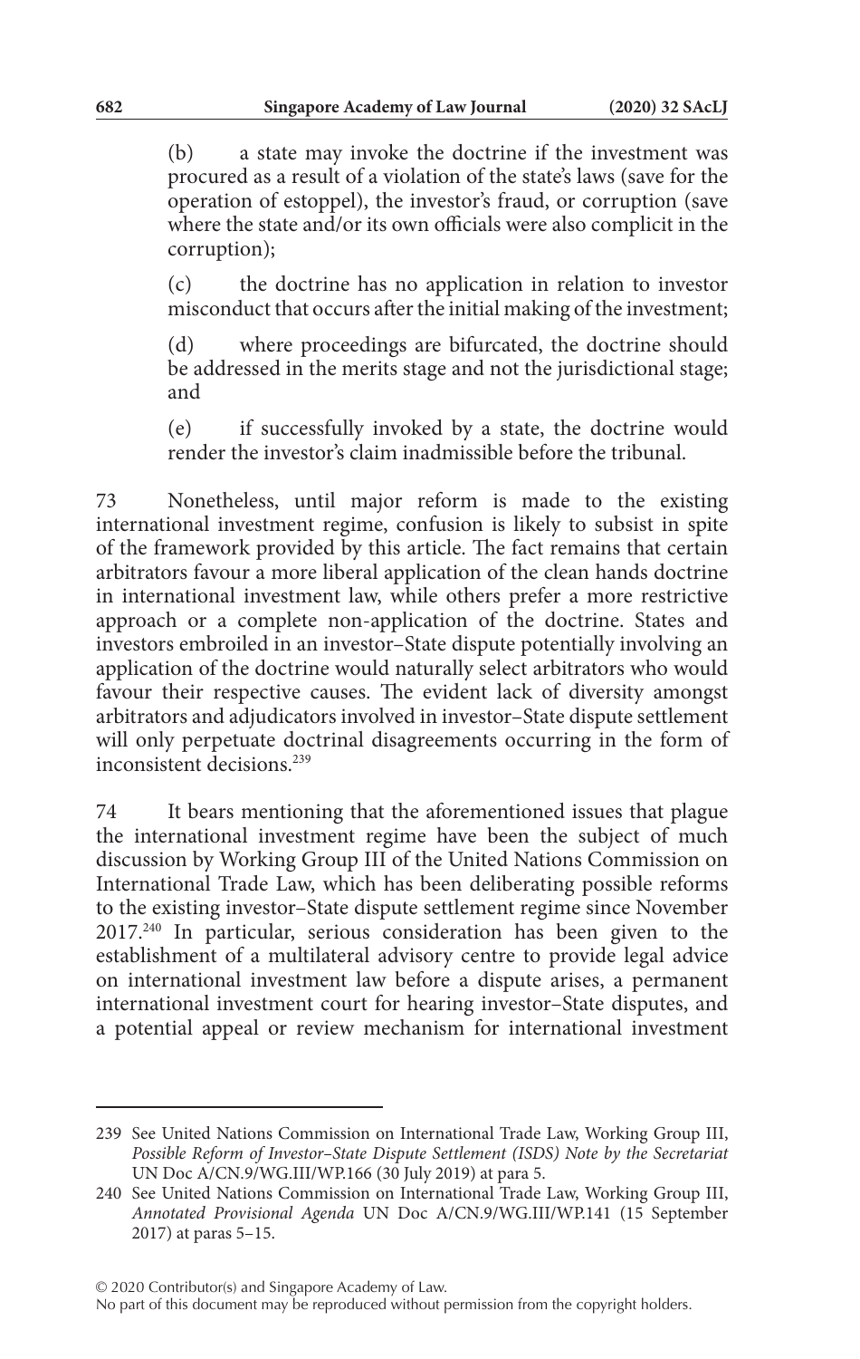(b) a state may invoke the doctrine if the investment was procured as a result of a violation of the state's laws (save for the operation of estoppel), the investor's fraud, or corruption (save where the state and/or its own officials were also complicit in the corruption);

(c) the doctrine has no application in relation to investor misconduct that occurs after the initial making of the investment;

(d) where proceedings are bifurcated, the doctrine should be addressed in the merits stage and not the jurisdictional stage; and

(e) if successfully invoked by a state, the doctrine would render the investor's claim inadmissible before the tribunal.

73 Nonetheless, until major reform is made to the existing international investment regime, confusion is likely to subsist in spite of the framework provided by this article. The fact remains that certain arbitrators favour a more liberal application of the clean hands doctrine in international investment law, while others prefer a more restrictive approach or a complete non-application of the doctrine. States and investors embroiled in an investor–State dispute potentially involving an application of the doctrine would naturally select arbitrators who would favour their respective causes. The evident lack of diversity amongst arbitrators and adjudicators involved in investor–State dispute settlement will only perpetuate doctrinal disagreements occurring in the form of inconsistent decisions.[239]

74 It bears mentioning that the aforementioned issues that plague the international investment regime have been the subject of much discussion by Working Group III of the United Nations Commission on International Trade Law, which has been deliberating possible reforms to the existing investor–State dispute settlement regime since November 2017.[240] In particular, serious consideration has been given to the establishment of a multilateral advisory centre to provide legal advice on international investment law before a dispute arises, a permanent international investment court for hearing investor–State disputes, and a potential appeal or review mechanism for international investment

---

239 See United Nations Commission on International Trade Law, Working Group III, *Possible Reform of Investor–State Dispute Settlement (ISDS) Note by the Secretariat* UN Doc A/CN.9/WG.III/WP.166 (30 July 2019) at para 5.

240 See United Nations Commission on International Trade Law, Working Group III, *Annotated Provisional Agenda* UN Doc A/CN.9/WG.III/WP.141 (15 September 2017) at paras 5–15.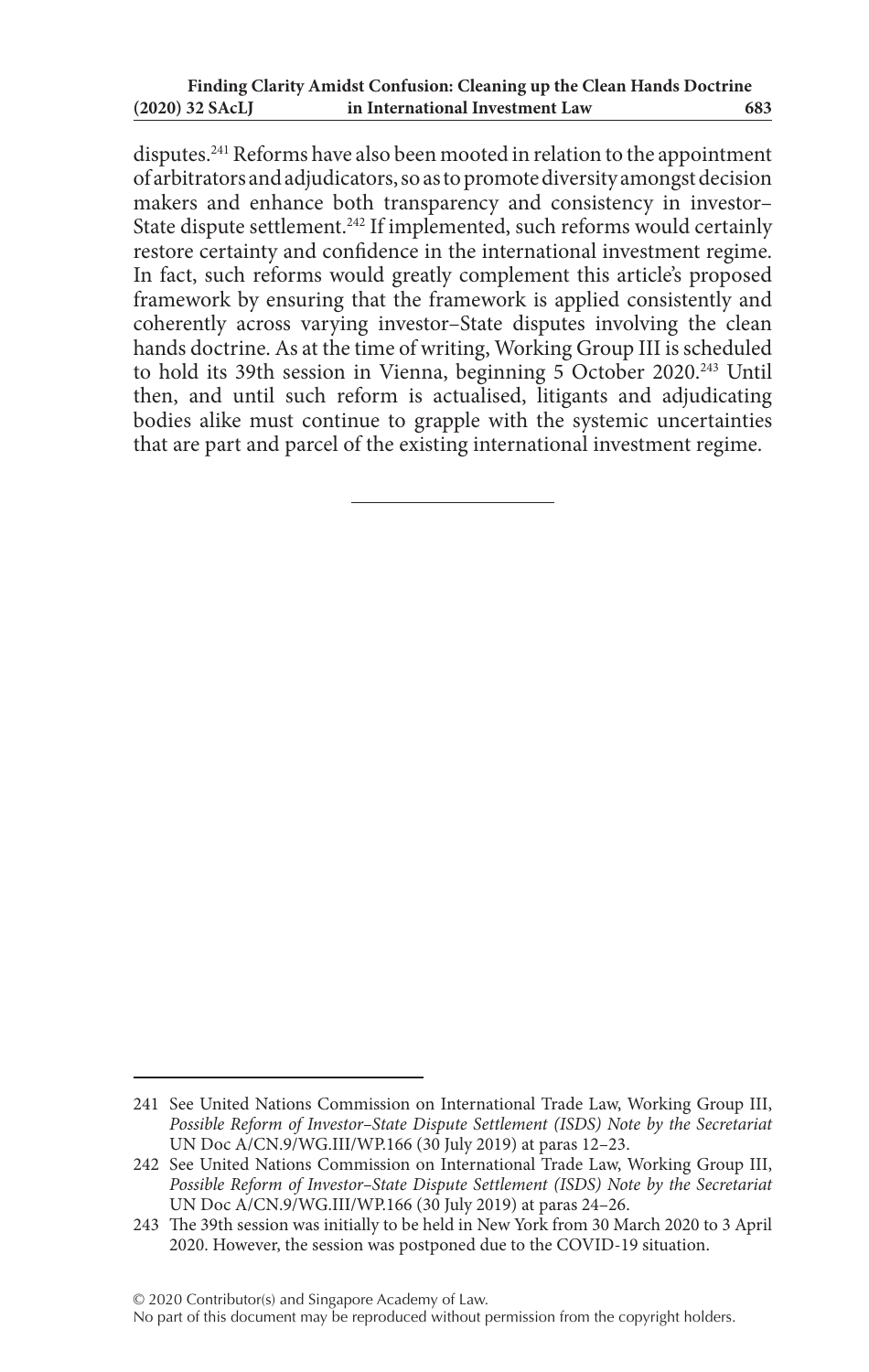disputes.[241] Reforms have also been mooted in relation to the appointment of arbitrators and adjudicators, so as to promote diversity amongst decision makers and enhance both transparency and consistency in investor–State dispute settlement.[242] If implemented, such reforms would certainly restore certainty and confidence in the international investment regime. In fact, such reforms would greatly complement this article's proposed framework by ensuring that the framework is applied consistently and coherently across varying investor–State disputes involving the clean hands doctrine. As at the time of writing, Working Group III is scheduled to hold its 39th session in Vienna, beginning 5 October 2020.[243] Until then, and until such reform is actualised, litigants and adjudicating bodies alike must continue to grapple with the systemic uncertainties that are part and parcel of the existing international investment regime.

---

241 See United Nations Commission on International Trade Law, Working Group III, *Possible Reform of Investor–State Dispute Settlement (ISDS) Note by the Secretariat* UN Doc A/CN.9/WG.III/WP.166 (30 July 2019) at paras 12–23.

242 See United Nations Commission on International Trade Law, Working Group III, *Possible Reform of Investor–State Dispute Settlement (ISDS) Note by the Secretariat* UN Doc A/CN.9/WG.III/WP.166 (30 July 2019) at paras 24–26.

243 The 39th session was initially to be held in New York from 30 March 2020 to 3 April 2020. However, the session was postponed due to the COVID-19 situation.